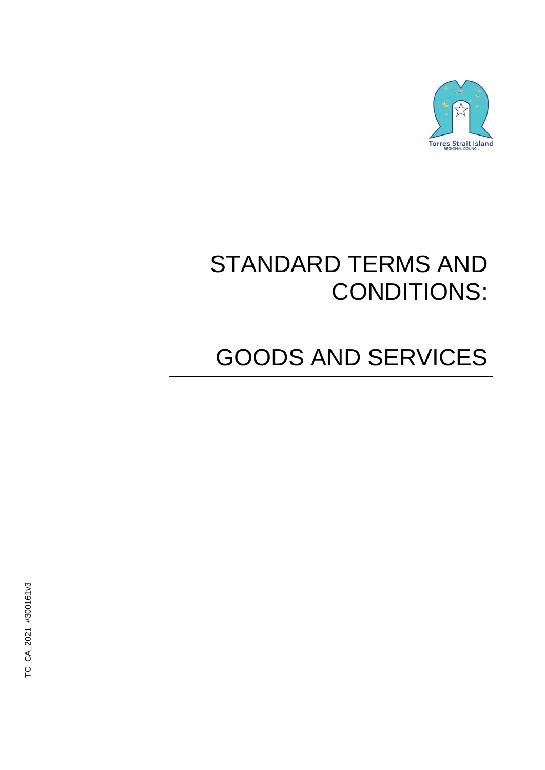Torres Strait Island
REGIONAL COUNCIL

# STANDARD TERMS AND CONDITIONS:

# GOODS AND SERVICES

TC_CA_2021_#300161v3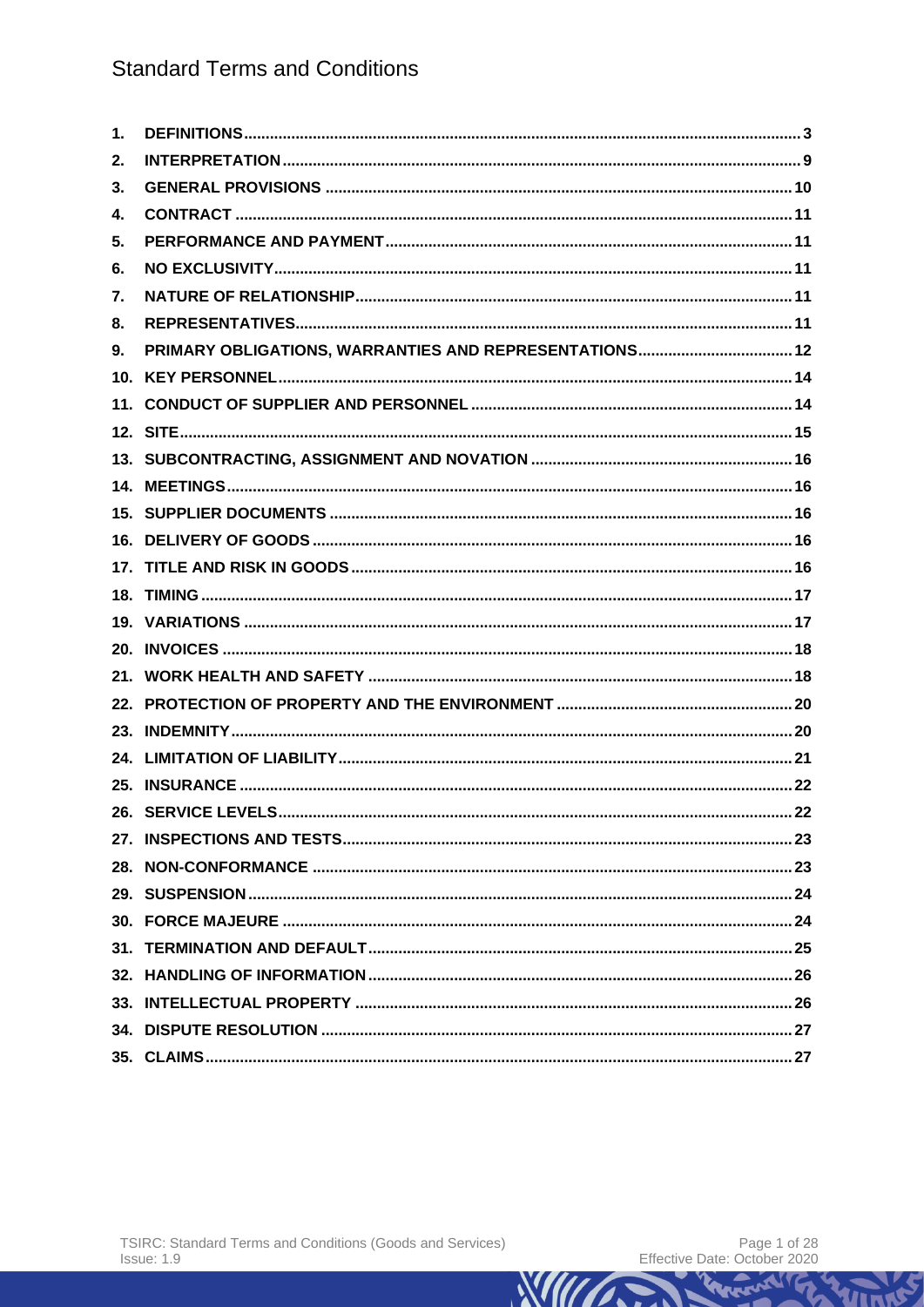# Standard Terms and Conditions

1. DEFINITIONS ... 3
2. INTERPRETATION ... 9
3. GENERAL PROVISIONS ... 10
4. CONTRACT ... 11
5. PERFORMANCE AND PAYMENT ... 11
6. NO EXCLUSIVITY ... 11
7. NATURE OF RELATIONSHIP ... 11
8. REPRESENTATIVES ... 11
9. PRIMARY OBLIGATIONS, WARRANTIES AND REPRESENTATIONS ... 12
10. KEY PERSONNEL ... 14
11. CONDUCT OF SUPPLIER AND PERSONNEL ... 14
12. SITE ... 15
13. SUBCONTRACTING, ASSIGNMENT AND NOVATION ... 16
14. MEETINGS ... 16
15. SUPPLIER DOCUMENTS ... 16
16. DELIVERY OF GOODS ... 16
17. TITLE AND RISK IN GOODS ... 16
18. TIMING ... 17
19. VARIATIONS ... 17
20. INVOICES ... 18
21. WORK HEALTH AND SAFETY ... 18
22. PROTECTION OF PROPERTY AND THE ENVIRONMENT ... 20
23. INDEMNITY ... 20
24. LIMITATION OF LIABILITY ... 21
25. INSURANCE ... 22
26. SERVICE LEVELS ... 22
27. INSPECTIONS AND TESTS ... 23
28. NON-CONFORMANCE ... 23
29. SUSPENSION ... 24
30. FORCE MAJEURE ... 24
31. TERMINATION AND DEFAULT ... 25
32. HANDLING OF INFORMATION ... 26
33. INTELLECTUAL PROPERTY ... 26
34. DISPUTE RESOLUTION ... 27
35. CLAIMS ... 27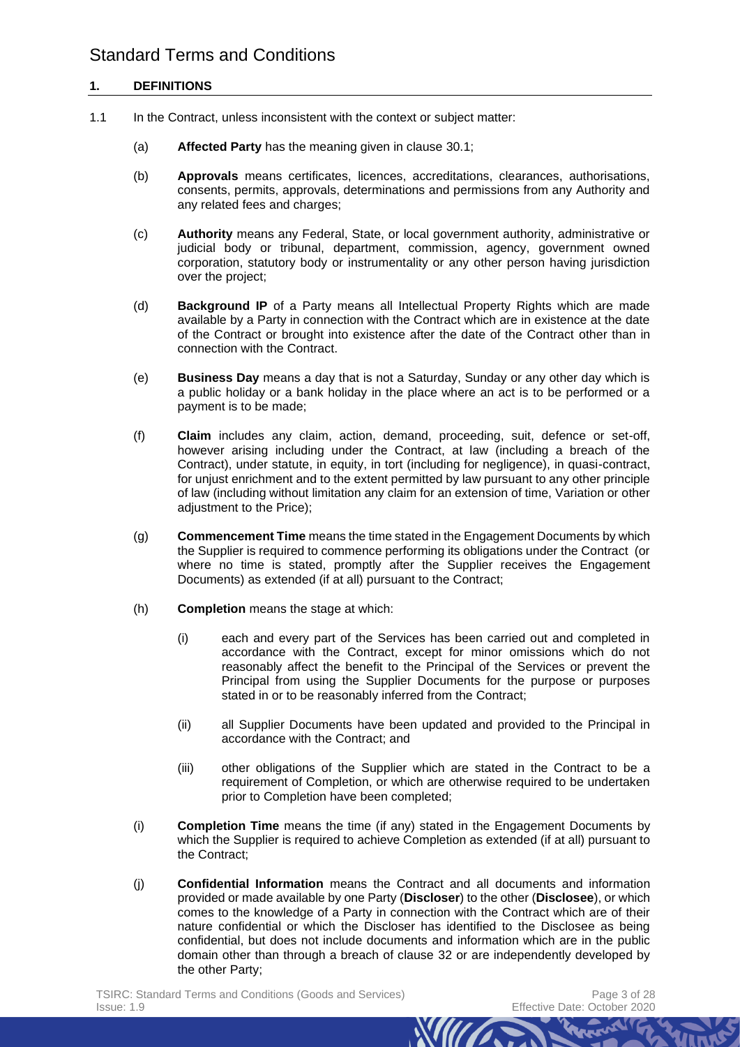# Standard Terms and Conditions

## 1. DEFINITIONS

1.1 In the Contract, unless inconsistent with the context or subject matter:

(a) **Affected Party** has the meaning given in clause 30.1;

(b) **Approvals** means certificates, licences, accreditations, clearances, authorisations, consents, permits, approvals, determinations and permissions from any Authority and any related fees and charges;

(c) **Authority** means any Federal, State, or local government authority, administrative or judicial body or tribunal, department, commission, agency, government owned corporation, statutory body or instrumentality or any other person having jurisdiction over the project;

(d) **Background IP** of a Party means all Intellectual Property Rights which are made available by a Party in connection with the Contract which are in existence at the date of the Contract or brought into existence after the date of the Contract other than in connection with the Contract.

(e) **Business Day** means a day that is not a Saturday, Sunday or any other day which is a public holiday or a bank holiday in the place where an act is to be performed or a payment is to be made;

(f) **Claim** includes any claim, action, demand, proceeding, suit, defence or set-off, however arising including under the Contract, at law (including a breach of the Contract), under statute, in equity, in tort (including for negligence), in quasi-contract, for unjust enrichment and to the extent permitted by law pursuant to any other principle of law (including without limitation any claim for an extension of time, Variation or other adjustment to the Price);

(g) **Commencement Time** means the time stated in the Engagement Documents by which the Supplier is required to commence performing its obligations under the Contract (or where no time is stated, promptly after the Supplier receives the Engagement Documents) as extended (if at all) pursuant to the Contract;

(h) **Completion** means the stage at which:

(i) each and every part of the Services has been carried out and completed in accordance with the Contract, except for minor omissions which do not reasonably affect the benefit to the Principal of the Services or prevent the Principal from using the Supplier Documents for the purpose or purposes stated in or to be reasonably inferred from the Contract;

(ii) all Supplier Documents have been updated and provided to the Principal in accordance with the Contract; and

(iii) other obligations of the Supplier which are stated in the Contract to be a requirement of Completion, or which are otherwise required to be undertaken prior to Completion have been completed;

(i) **Completion Time** means the time (if any) stated in the Engagement Documents by which the Supplier is required to achieve Completion as extended (if at all) pursuant to the Contract;

(j) **Confidential Information** means the Contract and all documents and information provided or made available by one Party (**Discloser**) to the other (**Disclosee**), or which comes to the knowledge of a Party in connection with the Contract which are of their nature confidential or which the Discloser has identified to the Disclosee as being confidential, but does not include documents and information which are in the public domain other than through a breach of clause 32 or are independently developed by the other Party;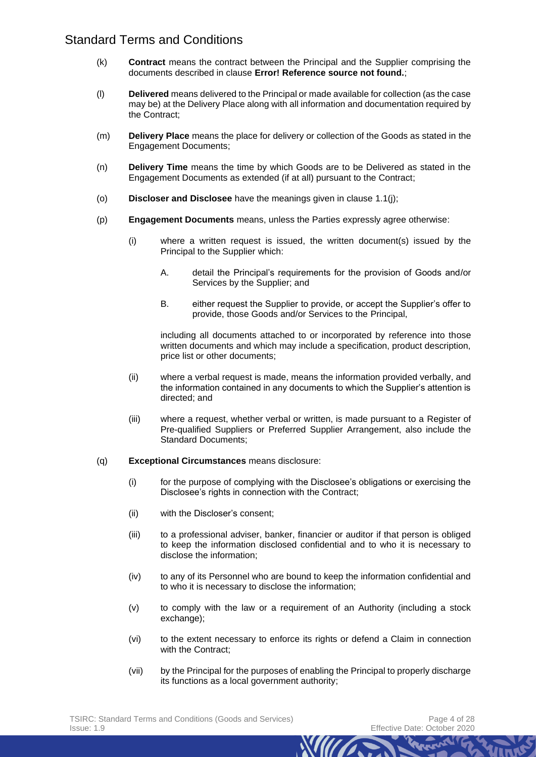# Standard Terms and Conditions

(k) **Contract** means the contract between the Principal and the Supplier comprising the documents described in clause **Error! Reference source not found.**;

(l) **Delivered** means delivered to the Principal or made available for collection (as the case may be) at the Delivery Place along with all information and documentation required by the Contract;

(m) **Delivery Place** means the place for delivery or collection of the Goods as stated in the Engagement Documents;

(n) **Delivery Time** means the time by which Goods are to be Delivered as stated in the Engagement Documents as extended (if at all) pursuant to the Contract;

(o) **Discloser and Disclosee** have the meanings given in clause 1.1(j);

(p) **Engagement Documents** means, unless the Parties expressly agree otherwise:

 (i) where a written request is issued, the written document(s) issued by the Principal to the Supplier which:

  A. detail the Principal's requirements for the provision of Goods and/or Services by the Supplier; and

  B. either request the Supplier to provide, or accept the Supplier's offer to provide, those Goods and/or Services to the Principal,

 including all documents attached to or incorporated by reference into those written documents and which may include a specification, product description, price list or other documents;

 (ii) where a verbal request is made, means the information provided verbally, and the information contained in any documents to which the Supplier's attention is directed; and

 (iii) where a request, whether verbal or written, is made pursuant to a Register of Pre-qualified Suppliers or Preferred Supplier Arrangement, also include the Standard Documents;

(q) **Exceptional Circumstances** means disclosure:

 (i) for the purpose of complying with the Disclosee's obligations or exercising the Disclosee's rights in connection with the Contract;

 (ii) with the Discloser's consent;

 (iii) to a professional adviser, banker, financier or auditor if that person is obliged to keep the information disclosed confidential and to who it is necessary to disclose the information;

 (iv) to any of its Personnel who are bound to keep the information confidential and to who it is necessary to disclose the information;

 (v) to comply with the law or a requirement of an Authority (including a stock exchange);

 (vi) to the extent necessary to enforce its rights or defend a Claim in connection with the Contract;

 (vii) by the Principal for the purposes of enabling the Principal to properly discharge its functions as a local government authority;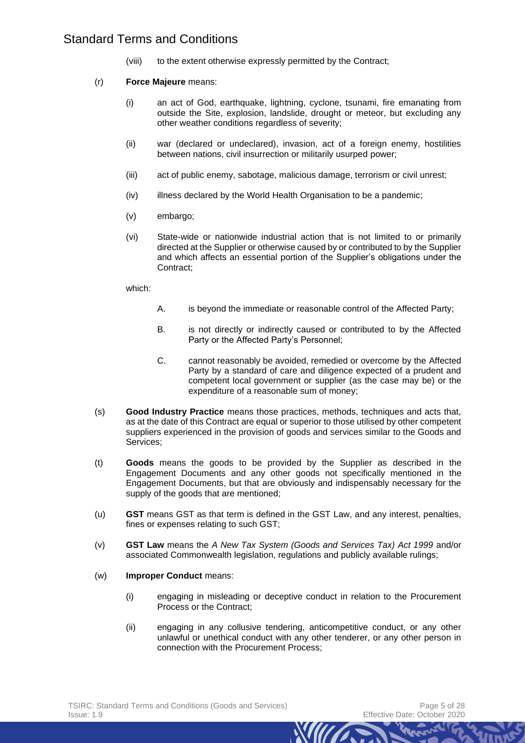(viii) to the extent otherwise expressly permitted by the Contract;

(r) **Force Majeure** means:

(i) an act of God, earthquake, lightning, cyclone, tsunami, fire emanating from outside the Site, explosion, landslide, drought or meteor, but excluding any other weather conditions regardless of severity;

(ii) war (declared or undeclared), invasion, act of a foreign enemy, hostilities between nations, civil insurrection or militarily usurped power;

(iii) act of public enemy, sabotage, malicious damage, terrorism or civil unrest;

(iv) illness declared by the World Health Organisation to be a pandemic;

(v) embargo;

(vi) State-wide or nationwide industrial action that is not limited to or primarily directed at the Supplier or otherwise caused by or contributed to by the Supplier and which affects an essential portion of the Supplier's obligations under the Contract;

which:

A. is beyond the immediate or reasonable control of the Affected Party;

B. is not directly or indirectly caused or contributed to by the Affected Party or the Affected Party's Personnel;

C. cannot reasonably be avoided, remedied or overcome by the Affected Party by a standard of care and diligence expected of a prudent and competent local government or supplier (as the case may be) or the expenditure of a reasonable sum of money;

(s) **Good Industry Practice** means those practices, methods, techniques and acts that, as at the date of this Contract are equal or superior to those utilised by other competent suppliers experienced in the provision of goods and services similar to the Goods and Services;

(t) **Goods** means the goods to be provided by the Supplier as described in the Engagement Documents and any other goods not specifically mentioned in the Engagement Documents, but that are obviously and indispensably necessary for the supply of the goods that are mentioned;

(u) **GST** means GST as that term is defined in the GST Law, and any interest, penalties, fines or expenses relating to such GST;

(v) **GST Law** means the *A New Tax System (Goods and Services Tax) Act 1999* and/or associated Commonwealth legislation, regulations and publicly available rulings;

(w) **Improper Conduct** means:

(i) engaging in misleading or deceptive conduct in relation to the Procurement Process or the Contract;

(ii) engaging in any collusive tendering, anticompetitive conduct, or any other unlawful or unethical conduct with any other tenderer, or any other person in connection with the Procurement Process;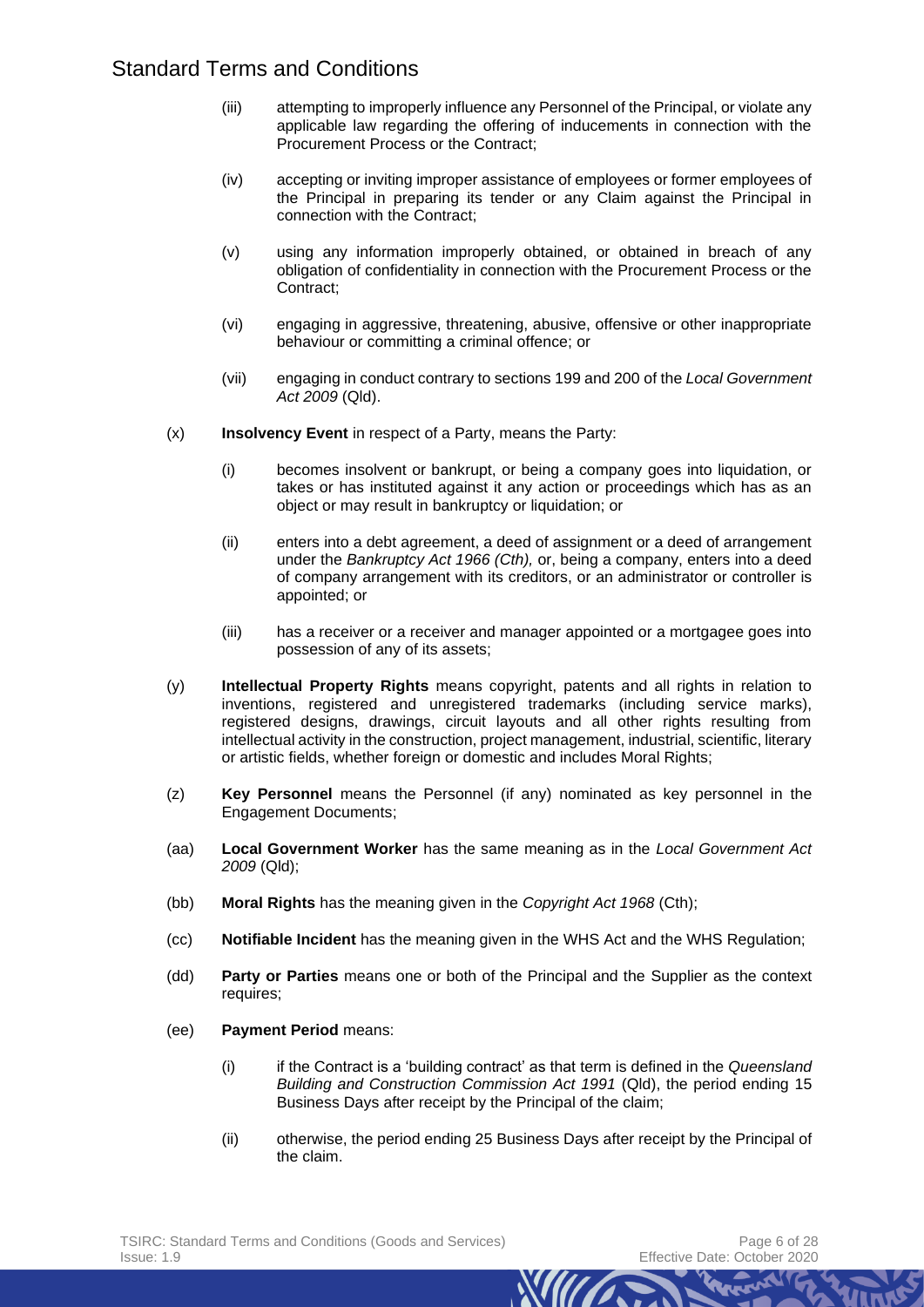(iii) attempting to improperly influence any Personnel of the Principal, or violate any applicable law regarding the offering of inducements in connection with the Procurement Process or the Contract;

(iv) accepting or inviting improper assistance of employees or former employees of the Principal in preparing its tender or any Claim against the Principal in connection with the Contract;

(v) using any information improperly obtained, or obtained in breach of any obligation of confidentiality in connection with the Procurement Process or the Contract;

(vi) engaging in aggressive, threatening, abusive, offensive or other inappropriate behaviour or committing a criminal offence; or

(vii) engaging in conduct contrary to sections 199 and 200 of the *Local Government Act 2009* (Qld).

(x) **Insolvency Event** in respect of a Party, means the Party:

(i) becomes insolvent or bankrupt, or being a company goes into liquidation, or takes or has instituted against it any action or proceedings which has as an object or may result in bankruptcy or liquidation; or

(ii) enters into a debt agreement, a deed of assignment or a deed of arrangement under the *Bankruptcy Act 1966 (Cth),* or, being a company, enters into a deed of company arrangement with its creditors, or an administrator or controller is appointed; or

(iii) has a receiver or a receiver and manager appointed or a mortgagee goes into possession of any of its assets;

(y) **Intellectual Property Rights** means copyright, patents and all rights in relation to inventions, registered and unregistered trademarks (including service marks), registered designs, drawings, circuit layouts and all other rights resulting from intellectual activity in the construction, project management, industrial, scientific, literary or artistic fields, whether foreign or domestic and includes Moral Rights;

(z) **Key Personnel** means the Personnel (if any) nominated as key personnel in the Engagement Documents;

(aa) **Local Government Worker** has the same meaning as in the *Local Government Act 2009* (Qld);

(bb) **Moral Rights** has the meaning given in the *Copyright Act 1968* (Cth);

(cc) **Notifiable Incident** has the meaning given in the WHS Act and the WHS Regulation;

(dd) **Party or Parties** means one or both of the Principal and the Supplier as the context requires;

(ee) **Payment Period** means:

(i) if the Contract is a 'building contract' as that term is defined in the *Queensland Building and Construction Commission Act 1991* (Qld), the period ending 15 Business Days after receipt by the Principal of the claim;

(ii) otherwise, the period ending 25 Business Days after receipt by the Principal of the claim.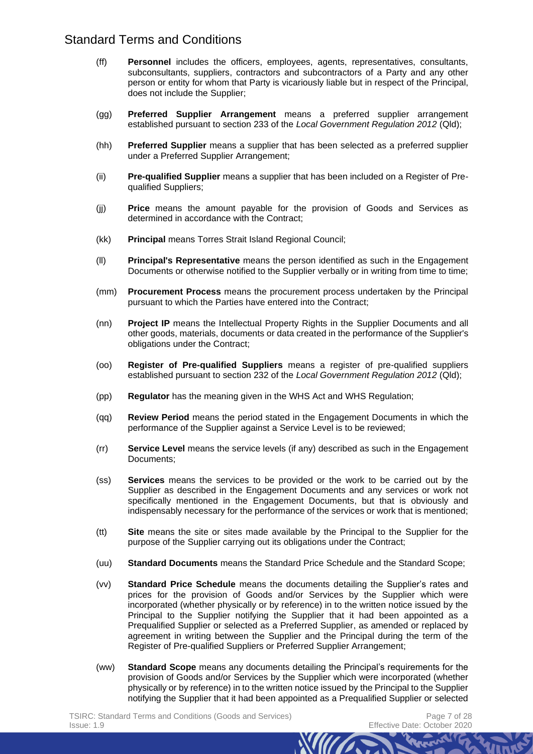(ff) **Personnel** includes the officers, employees, agents, representatives, consultants, subconsultants, suppliers, contractors and subcontractors of a Party and any other person or entity for whom that Party is vicariously liable but in respect of the Principal, does not include the Supplier;

(gg) **Preferred Supplier Arrangement** means a preferred supplier arrangement established pursuant to section 233 of the *Local Government Regulation 2012* (Qld);

(hh) **Preferred Supplier** means a supplier that has been selected as a preferred supplier under a Preferred Supplier Arrangement;

(ii) **Pre-qualified Supplier** means a supplier that has been included on a Register of Pre-qualified Suppliers;

(jj) **Price** means the amount payable for the provision of Goods and Services as determined in accordance with the Contract;

(kk) **Principal** means Torres Strait Island Regional Council;

(ll) **Principal's Representative** means the person identified as such in the Engagement Documents or otherwise notified to the Supplier verbally or in writing from time to time;

(mm) **Procurement Process** means the procurement process undertaken by the Principal pursuant to which the Parties have entered into the Contract;

(nn) **Project IP** means the Intellectual Property Rights in the Supplier Documents and all other goods, materials, documents or data created in the performance of the Supplier's obligations under the Contract;

(oo) **Register of Pre-qualified Suppliers** means a register of pre-qualified suppliers established pursuant to section 232 of the *Local Government Regulation 2012* (Qld);

(pp) **Regulator** has the meaning given in the WHS Act and WHS Regulation;

(qq) **Review Period** means the period stated in the Engagement Documents in which the performance of the Supplier against a Service Level is to be reviewed;

(rr) **Service Level** means the service levels (if any) described as such in the Engagement Documents;

(ss) **Services** means the services to be provided or the work to be carried out by the Supplier as described in the Engagement Documents and any services or work not specifically mentioned in the Engagement Documents, but that is obviously and indispensably necessary for the performance of the services or work that is mentioned;

(tt) **Site** means the site or sites made available by the Principal to the Supplier for the purpose of the Supplier carrying out its obligations under the Contract;

(uu) **Standard Documents** means the Standard Price Schedule and the Standard Scope;

(vv) **Standard Price Schedule** means the documents detailing the Supplier's rates and prices for the provision of Goods and/or Services by the Supplier which were incorporated (whether physically or by reference) in to the written notice issued by the Principal to the Supplier notifying the Supplier that it had been appointed as a Prequalified Supplier or selected as a Preferred Supplier, as amended or replaced by agreement in writing between the Supplier and the Principal during the term of the Register of Pre-qualified Suppliers or Preferred Supplier Arrangement;

(ww) **Standard Scope** means any documents detailing the Principal's requirements for the provision of Goods and/or Services by the Supplier which were incorporated (whether physically or by reference) in to the written notice issued by the Principal to the Supplier notifying the Supplier that it had been appointed as a Prequalified Supplier or selected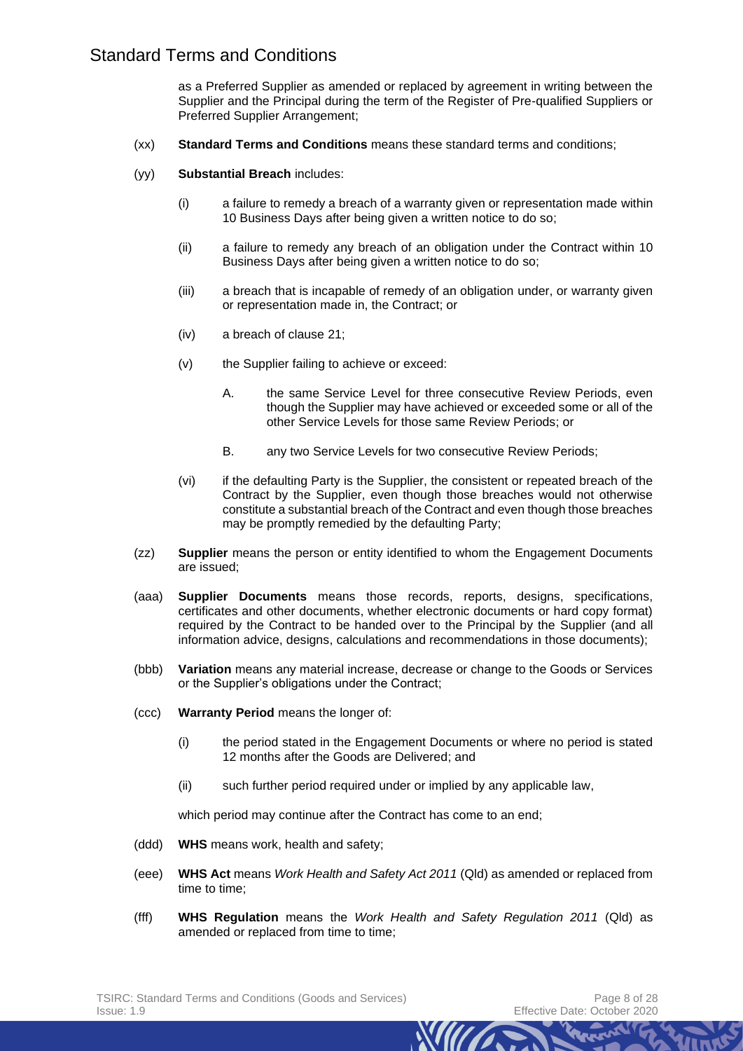as a Preferred Supplier as amended or replaced by agreement in writing between the Supplier and the Principal during the term of the Register of Pre-qualified Suppliers or Preferred Supplier Arrangement;

(xx) **Standard Terms and Conditions** means these standard terms and conditions;

(yy) **Substantial Breach** includes:

(i) a failure to remedy a breach of a warranty given or representation made within 10 Business Days after being given a written notice to do so;

(ii) a failure to remedy any breach of an obligation under the Contract within 10 Business Days after being given a written notice to do so;

(iii) a breach that is incapable of remedy of an obligation under, or warranty given or representation made in, the Contract; or

(iv) a breach of clause 21;

(v) the Supplier failing to achieve or exceed:

A. the same Service Level for three consecutive Review Periods, even though the Supplier may have achieved or exceeded some or all of the other Service Levels for those same Review Periods; or

B. any two Service Levels for two consecutive Review Periods;

(vi) if the defaulting Party is the Supplier, the consistent or repeated breach of the Contract by the Supplier, even though those breaches would not otherwise constitute a substantial breach of the Contract and even though those breaches may be promptly remedied by the defaulting Party;

(zz) **Supplier** means the person or entity identified to whom the Engagement Documents are issued;

(aaa) **Supplier Documents** means those records, reports, designs, specifications, certificates and other documents, whether electronic documents or hard copy format) required by the Contract to be handed over to the Principal by the Supplier (and all information advice, designs, calculations and recommendations in those documents);

(bbb) **Variation** means any material increase, decrease or change to the Goods or Services or the Supplier's obligations under the Contract;

(ccc) **Warranty Period** means the longer of:

(i) the period stated in the Engagement Documents or where no period is stated 12 months after the Goods are Delivered; and

(ii) such further period required under or implied by any applicable law,

which period may continue after the Contract has come to an end;

(ddd) **WHS** means work, health and safety;

(eee) **WHS Act** means *Work Health and Safety Act 2011* (Qld) as amended or replaced from time to time;

(fff) **WHS Regulation** means the *Work Health and Safety Regulation 2011* (Qld) as amended or replaced from time to time;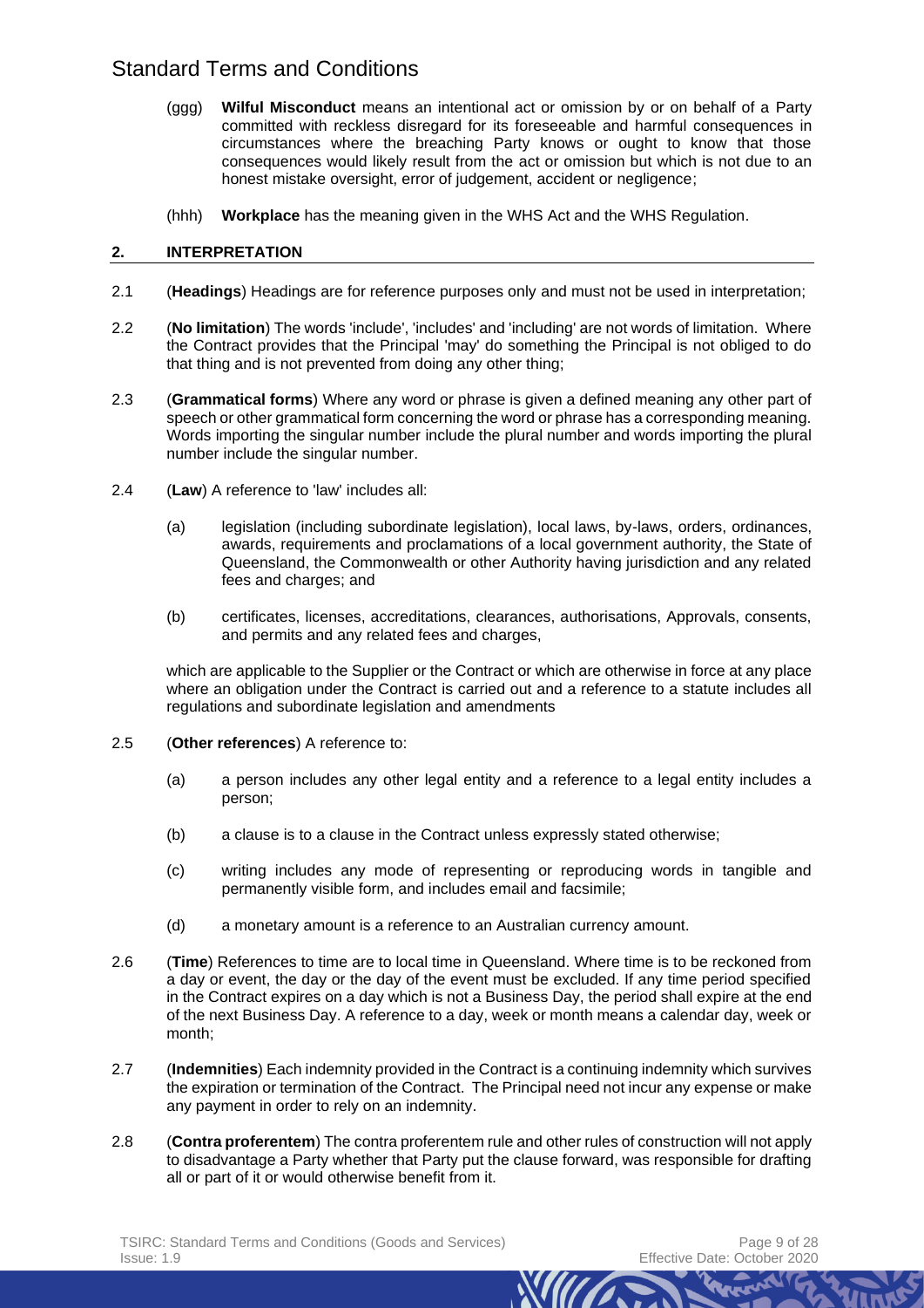(ggg) **Wilful Misconduct** means an intentional act or omission by or on behalf of a Party committed with reckless disregard for its foreseeable and harmful consequences in circumstances where the breaching Party knows or ought to know that those consequences would likely result from the act or omission but which is not due to an honest mistake oversight, error of judgement, accident or negligence;

(hhh) **Workplace** has the meaning given in the WHS Act and the WHS Regulation.

## 2. INTERPRETATION

2.1 (**Headings**) Headings are for reference purposes only and must not be used in interpretation;

2.2 (**No limitation**) The words 'include', 'includes' and 'including' are not words of limitation. Where the Contract provides that the Principal 'may' do something the Principal is not obliged to do that thing and is not prevented from doing any other thing;

2.3 (**Grammatical forms**) Where any word or phrase is given a defined meaning any other part of speech or other grammatical form concerning the word or phrase has a corresponding meaning. Words importing the singular number include the plural number and words importing the plural number include the singular number.

2.4 (**Law**) A reference to 'law' includes all:

(a) legislation (including subordinate legislation), local laws, by-laws, orders, ordinances, awards, requirements and proclamations of a local government authority, the State of Queensland, the Commonwealth or other Authority having jurisdiction and any related fees and charges; and

(b) certificates, licenses, accreditations, clearances, authorisations, Approvals, consents, and permits and any related fees and charges,

which are applicable to the Supplier or the Contract or which are otherwise in force at any place where an obligation under the Contract is carried out and a reference to a statute includes all regulations and subordinate legislation and amendments

2.5 (**Other references**) A reference to:

(a) a person includes any other legal entity and a reference to a legal entity includes a person;

(b) a clause is to a clause in the Contract unless expressly stated otherwise;

(c) writing includes any mode of representing or reproducing words in tangible and permanently visible form, and includes email and facsimile;

(d) a monetary amount is a reference to an Australian currency amount.

2.6 (**Time**) References to time are to local time in Queensland. Where time is to be reckoned from a day or event, the day or the day of the event must be excluded. If any time period specified in the Contract expires on a day which is not a Business Day, the period shall expire at the end of the next Business Day. A reference to a day, week or month means a calendar day, week or month;

2.7 (**Indemnities**) Each indemnity provided in the Contract is a continuing indemnity which survives the expiration or termination of the Contract. The Principal need not incur any expense or make any payment in order to rely on an indemnity.

2.8 (**Contra proferentem**) The contra proferentem rule and other rules of construction will not apply to disadvantage a Party whether that Party put the clause forward, was responsible for drafting all or part of it or would otherwise benefit from it.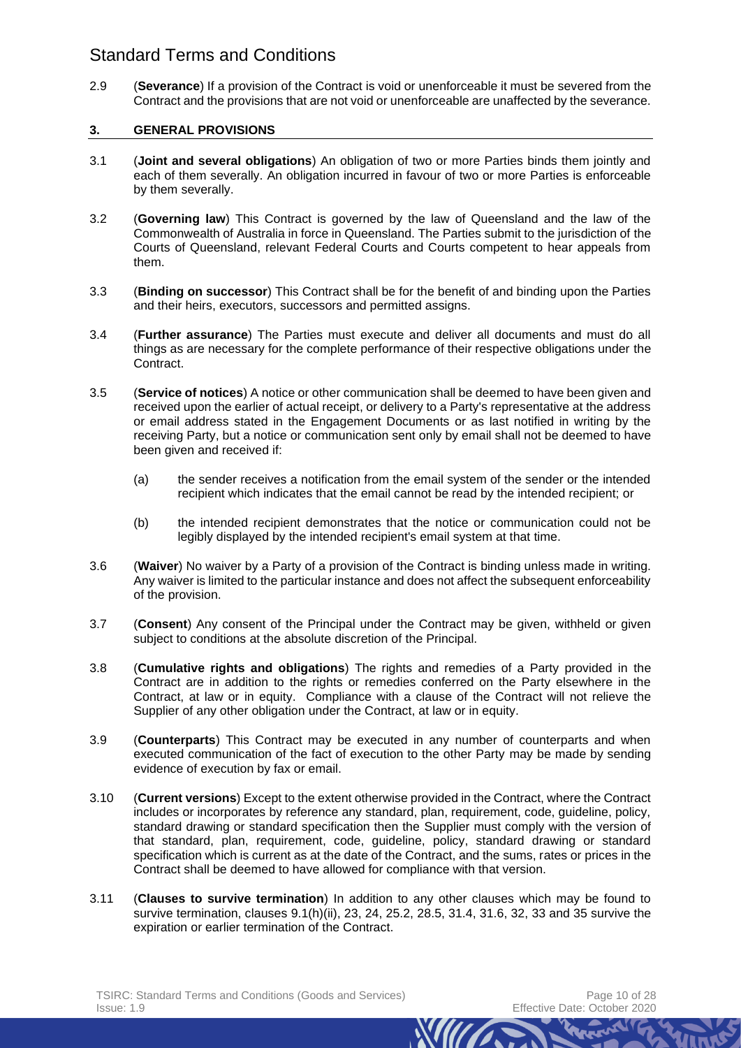2.9 (**Severance**) If a provision of the Contract is void or unenforceable it must be severed from the Contract and the provisions that are not void or unenforceable are unaffected by the severance.

## 3. GENERAL PROVISIONS

3.1 (**Joint and several obligations**) An obligation of two or more Parties binds them jointly and each of them severally. An obligation incurred in favour of two or more Parties is enforceable by them severally.

3.2 (**Governing law**) This Contract is governed by the law of Queensland and the law of the Commonwealth of Australia in force in Queensland. The Parties submit to the jurisdiction of the Courts of Queensland, relevant Federal Courts and Courts competent to hear appeals from them.

3.3 (**Binding on successor**) This Contract shall be for the benefit of and binding upon the Parties and their heirs, executors, successors and permitted assigns.

3.4 (**Further assurance**) The Parties must execute and deliver all documents and must do all things as are necessary for the complete performance of their respective obligations under the Contract.

3.5 (**Service of notices**) A notice or other communication shall be deemed to have been given and received upon the earlier of actual receipt, or delivery to a Party's representative at the address or email address stated in the Engagement Documents or as last notified in writing by the receiving Party, but a notice or communication sent only by email shall not be deemed to have been given and received if:

(a) the sender receives a notification from the email system of the sender or the intended recipient which indicates that the email cannot be read by the intended recipient; or

(b) the intended recipient demonstrates that the notice or communication could not be legibly displayed by the intended recipient's email system at that time.

3.6 (**Waiver**) No waiver by a Party of a provision of the Contract is binding unless made in writing. Any waiver is limited to the particular instance and does not affect the subsequent enforceability of the provision.

3.7 (**Consent**) Any consent of the Principal under the Contract may be given, withheld or given subject to conditions at the absolute discretion of the Principal.

3.8 (**Cumulative rights and obligations**) The rights and remedies of a Party provided in the Contract are in addition to the rights or remedies conferred on the Party elsewhere in the Contract, at law or in equity. Compliance with a clause of the Contract will not relieve the Supplier of any other obligation under the Contract, at law or in equity.

3.9 (**Counterparts**) This Contract may be executed in any number of counterparts and when executed communication of the fact of execution to the other Party may be made by sending evidence of execution by fax or email.

3.10 (**Current versions**) Except to the extent otherwise provided in the Contract, where the Contract includes or incorporates by reference any standard, plan, requirement, code, guideline, policy, standard drawing or standard specification then the Supplier must comply with the version of that standard, plan, requirement, code, guideline, policy, standard drawing or standard specification which is current as at the date of the Contract, and the sums, rates or prices in the Contract shall be deemed to have allowed for compliance with that version.

3.11 (**Clauses to survive termination**) In addition to any other clauses which may be found to survive termination, clauses 9.1(h)(ii), 23, 24, 25.2, 28.5, 31.4, 31.6, 32, 33 and 35 survive the expiration or earlier termination of the Contract.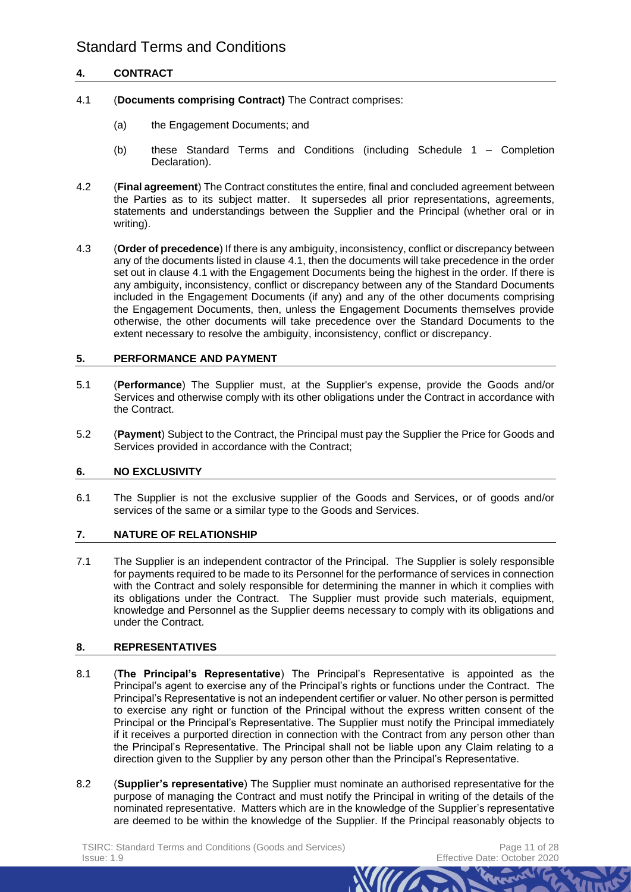## 4. CONTRACT

4.1 (**Documents comprising Contract)** The Contract comprises:

(a) the Engagement Documents; and

(b) these Standard Terms and Conditions (including Schedule 1 – Completion Declaration).

4.2 (**Final agreement**) The Contract constitutes the entire, final and concluded agreement between the Parties as to its subject matter. It supersedes all prior representations, agreements, statements and understandings between the Supplier and the Principal (whether oral or in writing).

4.3 (**Order of precedence**) If there is any ambiguity, inconsistency, conflict or discrepancy between any of the documents listed in clause 4.1, then the documents will take precedence in the order set out in clause 4.1 with the Engagement Documents being the highest in the order. If there is any ambiguity, inconsistency, conflict or discrepancy between any of the Standard Documents included in the Engagement Documents (if any) and any of the other documents comprising the Engagement Documents, then, unless the Engagement Documents themselves provide otherwise, the other documents will take precedence over the Standard Documents to the extent necessary to resolve the ambiguity, inconsistency, conflict or discrepancy.

## 5. PERFORMANCE AND PAYMENT

5.1 (**Performance**) The Supplier must, at the Supplier's expense, provide the Goods and/or Services and otherwise comply with its other obligations under the Contract in accordance with the Contract.

5.2 (**Payment**) Subject to the Contract, the Principal must pay the Supplier the Price for Goods and Services provided in accordance with the Contract;

## 6. NO EXCLUSIVITY

6.1 The Supplier is not the exclusive supplier of the Goods and Services, or of goods and/or services of the same or a similar type to the Goods and Services.

## 7. NATURE OF RELATIONSHIP

7.1 The Supplier is an independent contractor of the Principal. The Supplier is solely responsible for payments required to be made to its Personnel for the performance of services in connection with the Contract and solely responsible for determining the manner in which it complies with its obligations under the Contract. The Supplier must provide such materials, equipment, knowledge and Personnel as the Supplier deems necessary to comply with its obligations and under the Contract.

## 8. REPRESENTATIVES

8.1 (**The Principal's Representative**) The Principal's Representative is appointed as the Principal's agent to exercise any of the Principal's rights or functions under the Contract. The Principal's Representative is not an independent certifier or valuer. No other person is permitted to exercise any right or function of the Principal without the express written consent of the Principal or the Principal's Representative. The Supplier must notify the Principal immediately if it receives a purported direction in connection with the Contract from any person other than the Principal's Representative. The Principal shall not be liable upon any Claim relating to a direction given to the Supplier by any person other than the Principal's Representative.

8.2 (**Supplier's representative**) The Supplier must nominate an authorised representative for the purpose of managing the Contract and must notify the Principal in writing of the details of the nominated representative. Matters which are in the knowledge of the Supplier's representative are deemed to be within the knowledge of the Supplier. If the Principal reasonably objects to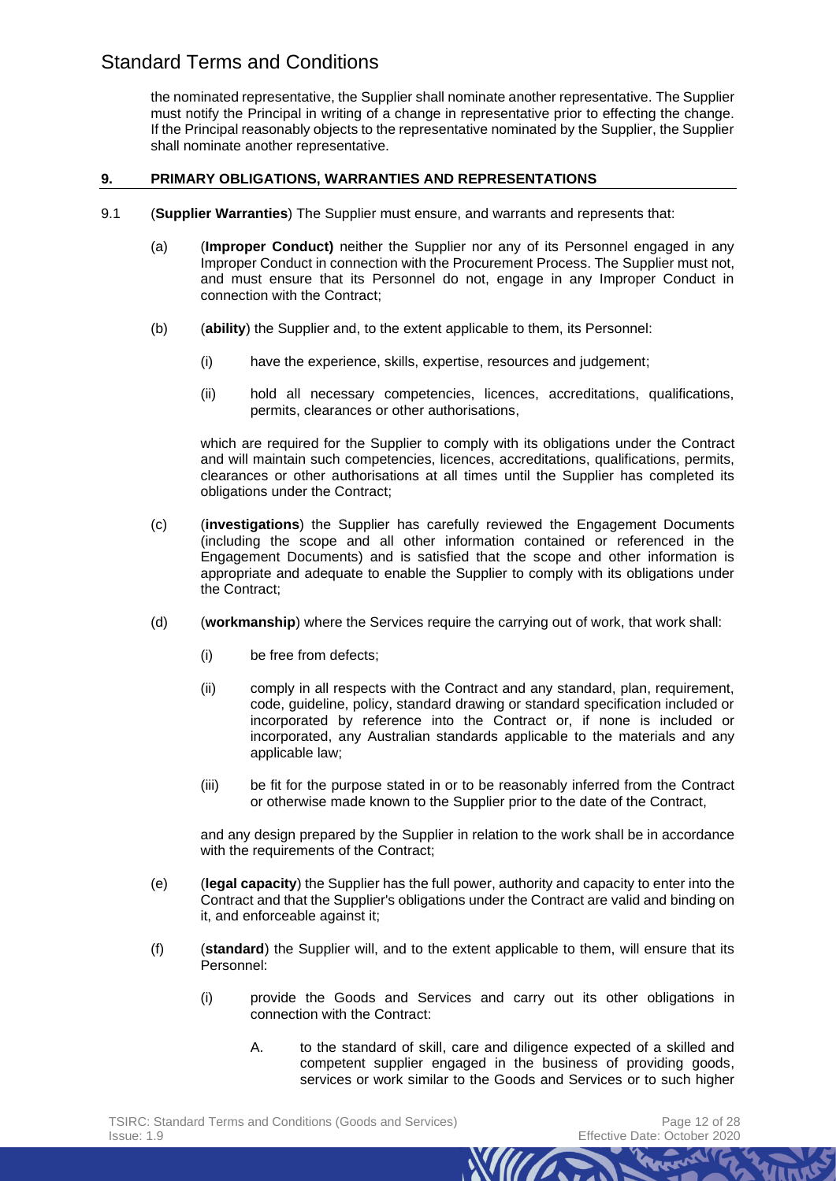the nominated representative, the Supplier shall nominate another representative. The Supplier must notify the Principal in writing of a change in representative prior to effecting the change. If the Principal reasonably objects to the representative nominated by the Supplier, the Supplier shall nominate another representative.

## 9. PRIMARY OBLIGATIONS, WARRANTIES AND REPRESENTATIONS

9.1 (**Supplier Warranties**) The Supplier must ensure, and warrants and represents that:

(a) (**Improper Conduct)** neither the Supplier nor any of its Personnel engaged in any Improper Conduct in connection with the Procurement Process. The Supplier must not, and must ensure that its Personnel do not, engage in any Improper Conduct in connection with the Contract;

(b) (**ability**) the Supplier and, to the extent applicable to them, its Personnel:

(i) have the experience, skills, expertise, resources and judgement;

(ii) hold all necessary competencies, licences, accreditations, qualifications, permits, clearances or other authorisations,

which are required for the Supplier to comply with its obligations under the Contract and will maintain such competencies, licences, accreditations, qualifications, permits, clearances or other authorisations at all times until the Supplier has completed its obligations under the Contract;

(c) (**investigations**) the Supplier has carefully reviewed the Engagement Documents (including the scope and all other information contained or referenced in the Engagement Documents) and is satisfied that the scope and other information is appropriate and adequate to enable the Supplier to comply with its obligations under the Contract;

(d) (**workmanship**) where the Services require the carrying out of work, that work shall:

(i) be free from defects;

(ii) comply in all respects with the Contract and any standard, plan, requirement, code, guideline, policy, standard drawing or standard specification included or incorporated by reference into the Contract or, if none is included or incorporated, any Australian standards applicable to the materials and any applicable law;

(iii) be fit for the purpose stated in or to be reasonably inferred from the Contract or otherwise made known to the Supplier prior to the date of the Contract,

and any design prepared by the Supplier in relation to the work shall be in accordance with the requirements of the Contract;

(e) (**legal capacity**) the Supplier has the full power, authority and capacity to enter into the Contract and that the Supplier's obligations under the Contract are valid and binding on it, and enforceable against it;

(f) (**standard**) the Supplier will, and to the extent applicable to them, will ensure that its Personnel:

(i) provide the Goods and Services and carry out its other obligations in connection with the Contract:

A. to the standard of skill, care and diligence expected of a skilled and competent supplier engaged in the business of providing goods, services or work similar to the Goods and Services or to such higher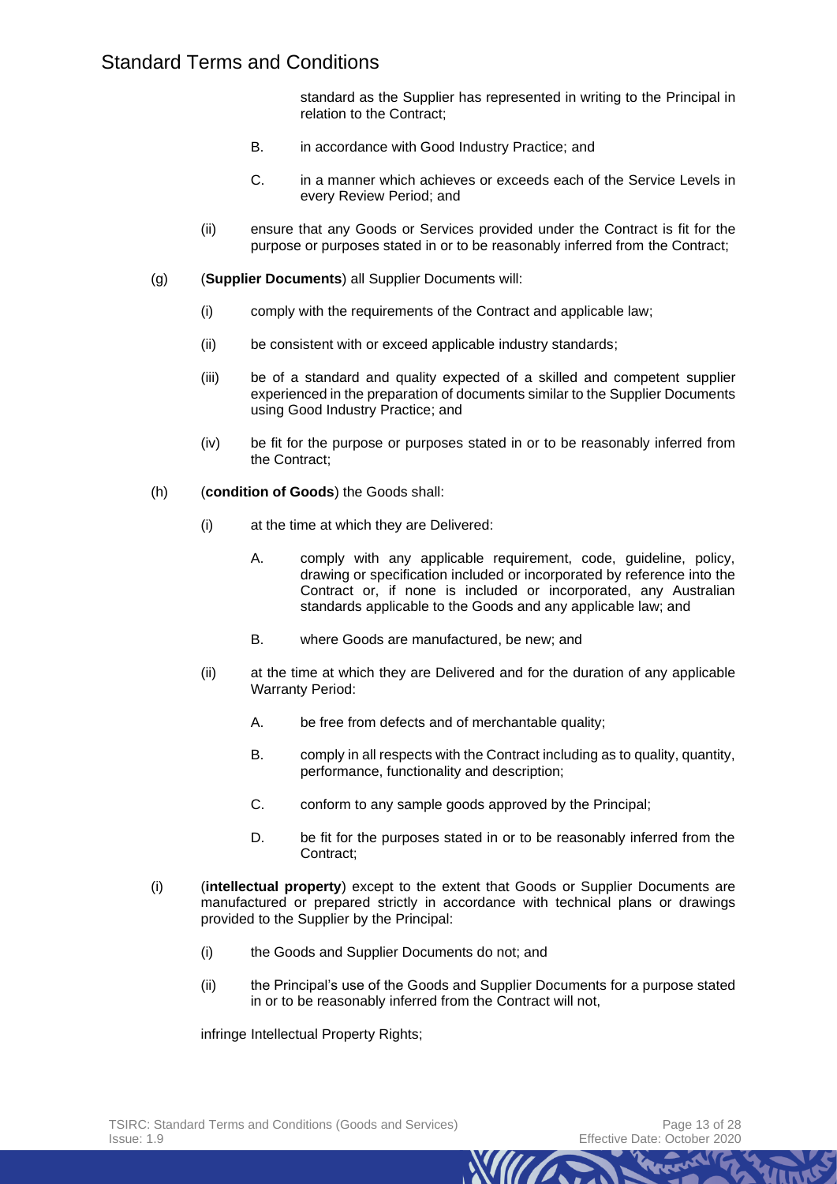standard as the Supplier has represented in writing to the Principal in relation to the Contract;

B. in accordance with Good Industry Practice; and

C. in a manner which achieves or exceeds each of the Service Levels in every Review Period; and

(ii) ensure that any Goods or Services provided under the Contract is fit for the purpose or purposes stated in or to be reasonably inferred from the Contract;

(g) (**Supplier Documents**) all Supplier Documents will:

(i) comply with the requirements of the Contract and applicable law;

(ii) be consistent with or exceed applicable industry standards;

(iii) be of a standard and quality expected of a skilled and competent supplier experienced in the preparation of documents similar to the Supplier Documents using Good Industry Practice; and

(iv) be fit for the purpose or purposes stated in or to be reasonably inferred from the Contract;

(h) (**condition of Goods**) the Goods shall:

(i) at the time at which they are Delivered:

A. comply with any applicable requirement, code, guideline, policy, drawing or specification included or incorporated by reference into the Contract or, if none is included or incorporated, any Australian standards applicable to the Goods and any applicable law; and

B. where Goods are manufactured, be new; and

(ii) at the time at which they are Delivered and for the duration of any applicable Warranty Period:

A. be free from defects and of merchantable quality;

B. comply in all respects with the Contract including as to quality, quantity, performance, functionality and description;

C. conform to any sample goods approved by the Principal;

D. be fit for the purposes stated in or to be reasonably inferred from the Contract;

(i) (**intellectual property**) except to the extent that Goods or Supplier Documents are manufactured or prepared strictly in accordance with technical plans or drawings provided to the Supplier by the Principal:

(i) the Goods and Supplier Documents do not; and

(ii) the Principal's use of the Goods and Supplier Documents for a purpose stated in or to be reasonably inferred from the Contract will not,

infringe Intellectual Property Rights;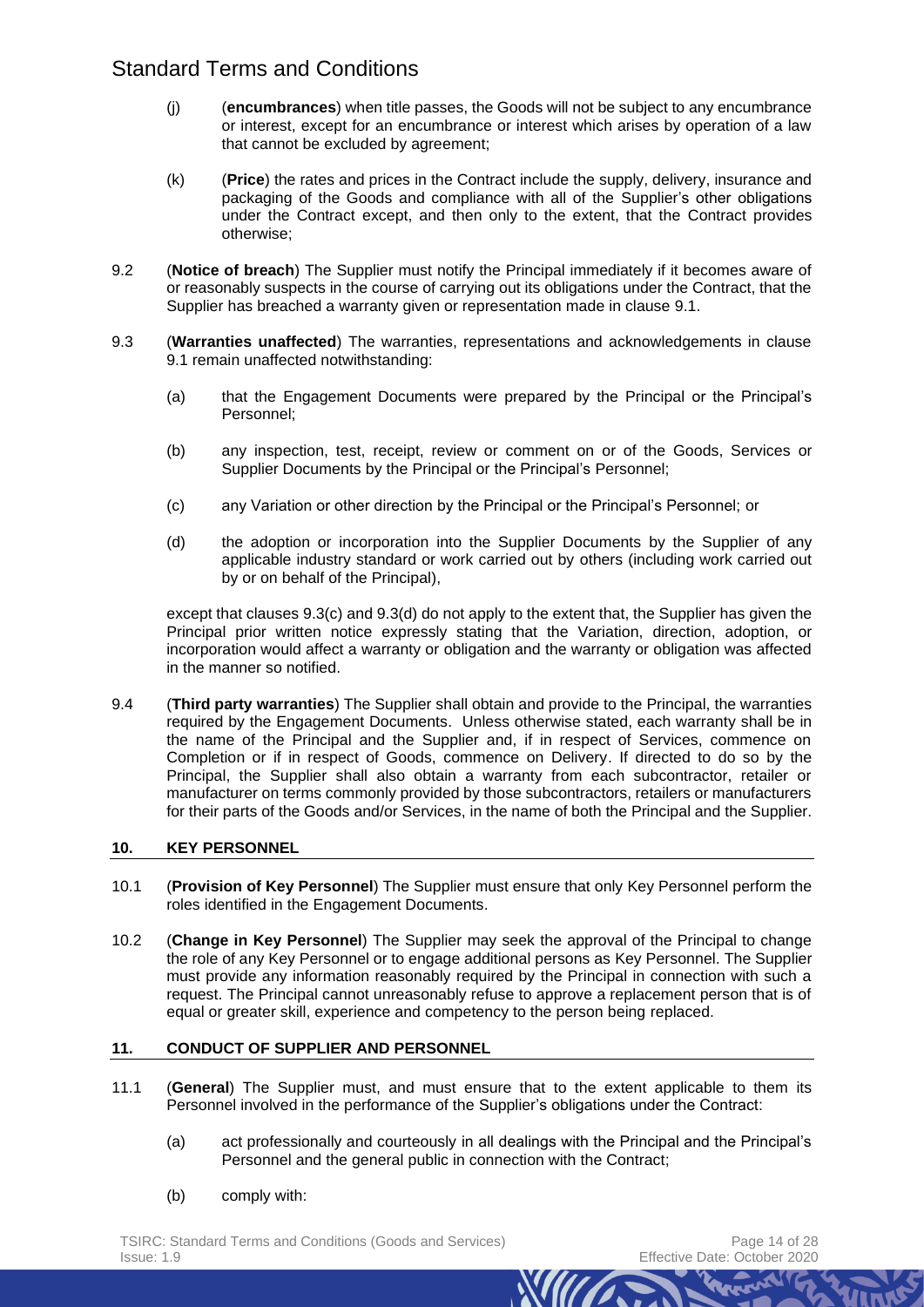(j) (**encumbrances**) when title passes, the Goods will not be subject to any encumbrance or interest, except for an encumbrance or interest which arises by operation of a law that cannot be excluded by agreement;

(k) (**Price**) the rates and prices in the Contract include the supply, delivery, insurance and packaging of the Goods and compliance with all of the Supplier's other obligations under the Contract except, and then only to the extent, that the Contract provides otherwise;

9.2 (**Notice of breach**) The Supplier must notify the Principal immediately if it becomes aware of or reasonably suspects in the course of carrying out its obligations under the Contract, that the Supplier has breached a warranty given or representation made in clause 9.1.

9.3 (**Warranties unaffected**) The warranties, representations and acknowledgements in clause 9.1 remain unaffected notwithstanding:

(a) that the Engagement Documents were prepared by the Principal or the Principal's Personnel;

(b) any inspection, test, receipt, review or comment on or of the Goods, Services or Supplier Documents by the Principal or the Principal's Personnel;

(c) any Variation or other direction by the Principal or the Principal's Personnel; or

(d) the adoption or incorporation into the Supplier Documents by the Supplier of any applicable industry standard or work carried out by others (including work carried out by or on behalf of the Principal),

except that clauses 9.3(c) and 9.3(d) do not apply to the extent that, the Supplier has given the Principal prior written notice expressly stating that the Variation, direction, adoption, or incorporation would affect a warranty or obligation and the warranty or obligation was affected in the manner so notified.

9.4 (**Third party warranties**) The Supplier shall obtain and provide to the Principal, the warranties required by the Engagement Documents. Unless otherwise stated, each warranty shall be in the name of the Principal and the Supplier and, if in respect of Services, commence on Completion or if in respect of Goods, commence on Delivery. If directed to do so by the Principal, the Supplier shall also obtain a warranty from each subcontractor, retailer or manufacturer on terms commonly provided by those subcontractors, retailers or manufacturers for their parts of the Goods and/or Services, in the name of both the Principal and the Supplier.

## 10. KEY PERSONNEL

10.1 (**Provision of Key Personnel**) The Supplier must ensure that only Key Personnel perform the roles identified in the Engagement Documents.

10.2 (**Change in Key Personnel**) The Supplier may seek the approval of the Principal to change the role of any Key Personnel or to engage additional persons as Key Personnel. The Supplier must provide any information reasonably required by the Principal in connection with such a request. The Principal cannot unreasonably refuse to approve a replacement person that is of equal or greater skill, experience and competency to the person being replaced.

## 11. CONDUCT OF SUPPLIER AND PERSONNEL

11.1 (**General**) The Supplier must, and must ensure that to the extent applicable to them its Personnel involved in the performance of the Supplier's obligations under the Contract:

(a) act professionally and courteously in all dealings with the Principal and the Principal's Personnel and the general public in connection with the Contract;

(b) comply with: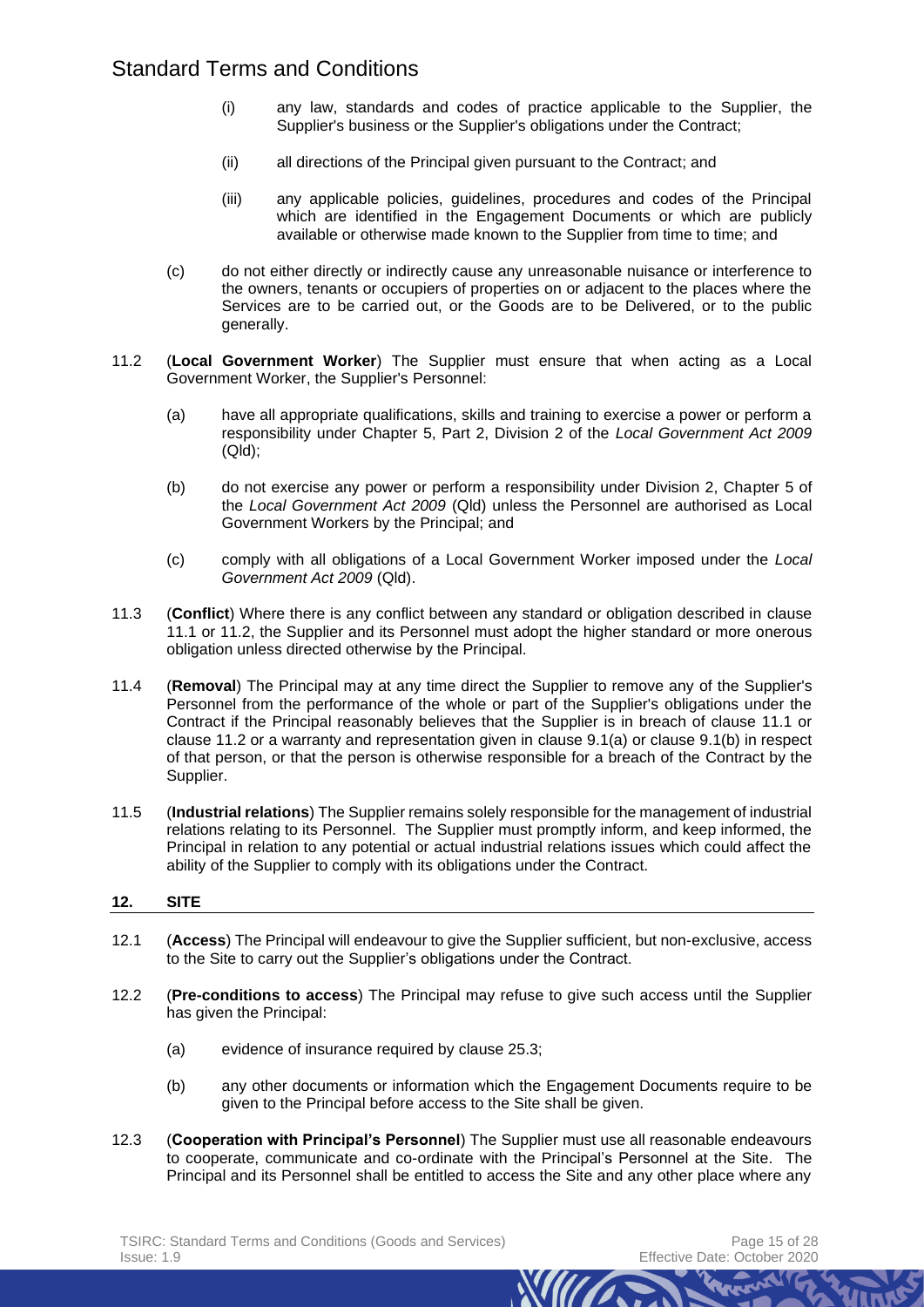(i) any law, standards and codes of practice applicable to the Supplier, the Supplier's business or the Supplier's obligations under the Contract;

(ii) all directions of the Principal given pursuant to the Contract; and

(iii) any applicable policies, guidelines, procedures and codes of the Principal which are identified in the Engagement Documents or which are publicly available or otherwise made known to the Supplier from time to time; and

(c) do not either directly or indirectly cause any unreasonable nuisance or interference to the owners, tenants or occupiers of properties on or adjacent to the places where the Services are to be carried out, or the Goods are to be Delivered, or to the public generally.

11.2 (**Local Government Worker**) The Supplier must ensure that when acting as a Local Government Worker, the Supplier's Personnel:

(a) have all appropriate qualifications, skills and training to exercise a power or perform a responsibility under Chapter 5, Part 2, Division 2 of the *Local Government Act 2009* (Qld);

(b) do not exercise any power or perform a responsibility under Division 2, Chapter 5 of the *Local Government Act 2009* (Qld) unless the Personnel are authorised as Local Government Workers by the Principal; and

(c) comply with all obligations of a Local Government Worker imposed under the *Local Government Act 2009* (Qld).

11.3 (**Conflict**) Where there is any conflict between any standard or obligation described in clause 11.1 or 11.2, the Supplier and its Personnel must adopt the higher standard or more onerous obligation unless directed otherwise by the Principal.

11.4 (**Removal**) The Principal may at any time direct the Supplier to remove any of the Supplier's Personnel from the performance of the whole or part of the Supplier's obligations under the Contract if the Principal reasonably believes that the Supplier is in breach of clause 11.1 or clause 11.2 or a warranty and representation given in clause 9.1(a) or clause 9.1(b) in respect of that person, or that the person is otherwise responsible for a breach of the Contract by the Supplier.

11.5 (**Industrial relations**) The Supplier remains solely responsible for the management of industrial relations relating to its Personnel. The Supplier must promptly inform, and keep informed, the Principal in relation to any potential or actual industrial relations issues which could affect the ability of the Supplier to comply with its obligations under the Contract.

## 12. SITE

12.1 (**Access**) The Principal will endeavour to give the Supplier sufficient, but non-exclusive, access to the Site to carry out the Supplier's obligations under the Contract.

12.2 (**Pre-conditions to access**) The Principal may refuse to give such access until the Supplier has given the Principal:

(a) evidence of insurance required by clause 25.3;

(b) any other documents or information which the Engagement Documents require to be given to the Principal before access to the Site shall be given.

12.3 (**Cooperation with Principal's Personnel**) The Supplier must use all reasonable endeavours to cooperate, communicate and co-ordinate with the Principal's Personnel at the Site. The Principal and its Personnel shall be entitled to access the Site and any other place where any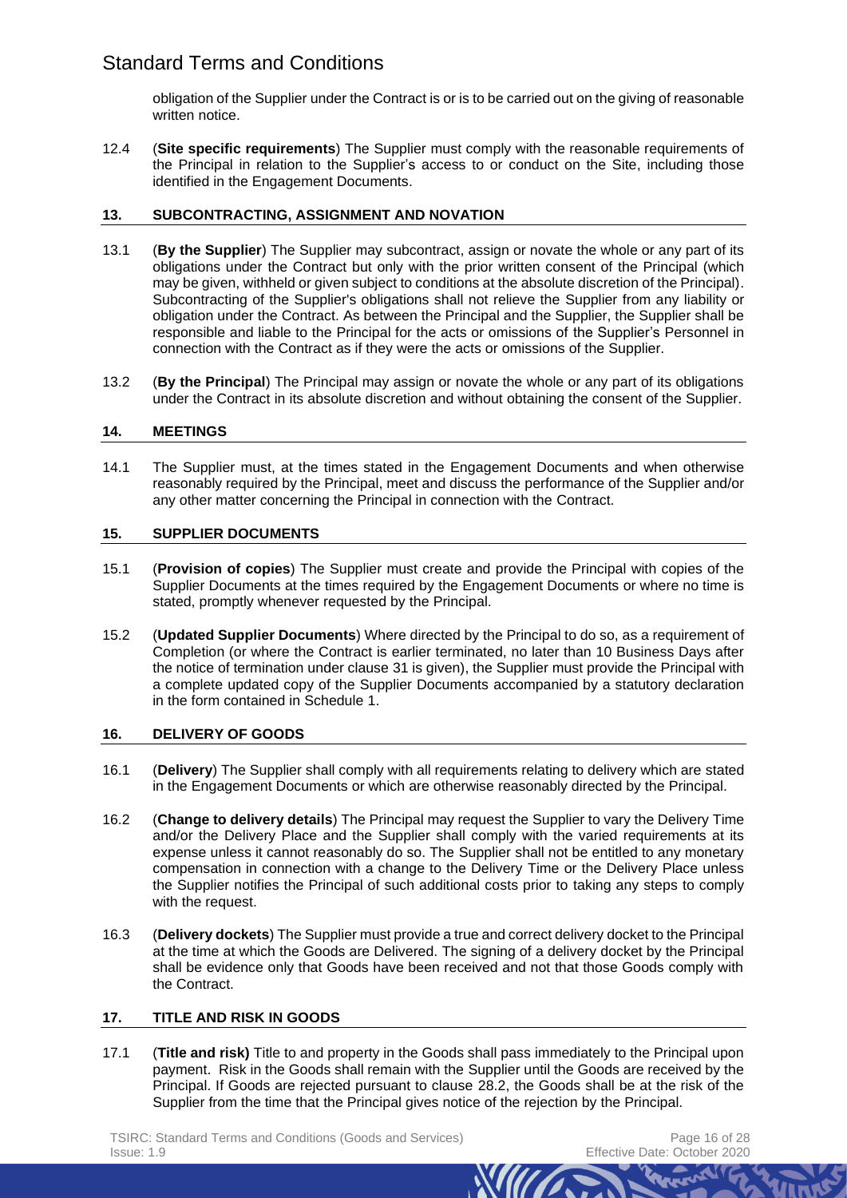obligation of the Supplier under the Contract is or is to be carried out on the giving of reasonable written notice.

12.4 (**Site specific requirements**) The Supplier must comply with the reasonable requirements of the Principal in relation to the Supplier's access to or conduct on the Site, including those identified in the Engagement Documents.

## 13. SUBCONTRACTING, ASSIGNMENT AND NOVATION

13.1 (**By the Supplier**) The Supplier may subcontract, assign or novate the whole or any part of its obligations under the Contract but only with the prior written consent of the Principal (which may be given, withheld or given subject to conditions at the absolute discretion of the Principal). Subcontracting of the Supplier's obligations shall not relieve the Supplier from any liability or obligation under the Contract. As between the Principal and the Supplier, the Supplier shall be responsible and liable to the Principal for the acts or omissions of the Supplier's Personnel in connection with the Contract as if they were the acts or omissions of the Supplier.

13.2 (**By the Principal**) The Principal may assign or novate the whole or any part of its obligations under the Contract in its absolute discretion and without obtaining the consent of the Supplier.

## 14. MEETINGS

14.1 The Supplier must, at the times stated in the Engagement Documents and when otherwise reasonably required by the Principal, meet and discuss the performance of the Supplier and/or any other matter concerning the Principal in connection with the Contract.

## 15. SUPPLIER DOCUMENTS

15.1 (**Provision of copies**) The Supplier must create and provide the Principal with copies of the Supplier Documents at the times required by the Engagement Documents or where no time is stated, promptly whenever requested by the Principal.

15.2 (**Updated Supplier Documents**) Where directed by the Principal to do so, as a requirement of Completion (or where the Contract is earlier terminated, no later than 10 Business Days after the notice of termination under clause 31 is given), the Supplier must provide the Principal with a complete updated copy of the Supplier Documents accompanied by a statutory declaration in the form contained in Schedule 1.

## 16. DELIVERY OF GOODS

16.1 (**Delivery**) The Supplier shall comply with all requirements relating to delivery which are stated in the Engagement Documents or which are otherwise reasonably directed by the Principal.

16.2 (**Change to delivery details**) The Principal may request the Supplier to vary the Delivery Time and/or the Delivery Place and the Supplier shall comply with the varied requirements at its expense unless it cannot reasonably do so. The Supplier shall not be entitled to any monetary compensation in connection with a change to the Delivery Time or the Delivery Place unless the Supplier notifies the Principal of such additional costs prior to taking any steps to comply with the request.

16.3 (**Delivery dockets**) The Supplier must provide a true and correct delivery docket to the Principal at the time at which the Goods are Delivered. The signing of a delivery docket by the Principal shall be evidence only that Goods have been received and not that those Goods comply with the Contract.

## 17. TITLE AND RISK IN GOODS

17.1 (**Title and risk)** Title to and property in the Goods shall pass immediately to the Principal upon payment. Risk in the Goods shall remain with the Supplier until the Goods are received by the Principal. If Goods are rejected pursuant to clause 28.2, the Goods shall be at the risk of the Supplier from the time that the Principal gives notice of the rejection by the Principal.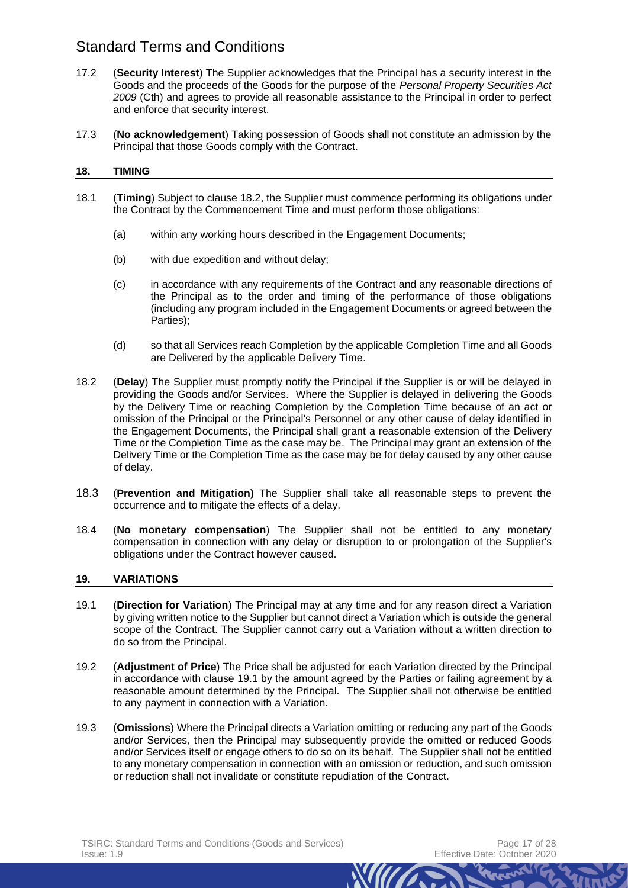17.2 (**Security Interest**) The Supplier acknowledges that the Principal has a security interest in the Goods and the proceeds of the Goods for the purpose of the *Personal Property Securities Act 2009* (Cth) and agrees to provide all reasonable assistance to the Principal in order to perfect and enforce that security interest.

17.3 (**No acknowledgement**) Taking possession of Goods shall not constitute an admission by the Principal that those Goods comply with the Contract.

## 18. TIMING

18.1 (**Timing**) Subject to clause 18.2, the Supplier must commence performing its obligations under the Contract by the Commencement Time and must perform those obligations:

(a) within any working hours described in the Engagement Documents;

(b) with due expedition and without delay;

(c) in accordance with any requirements of the Contract and any reasonable directions of the Principal as to the order and timing of the performance of those obligations (including any program included in the Engagement Documents or agreed between the Parties);

(d) so that all Services reach Completion by the applicable Completion Time and all Goods are Delivered by the applicable Delivery Time.

18.2 (**Delay**) The Supplier must promptly notify the Principal if the Supplier is or will be delayed in providing the Goods and/or Services. Where the Supplier is delayed in delivering the Goods by the Delivery Time or reaching Completion by the Completion Time because of an act or omission of the Principal or the Principal's Personnel or any other cause of delay identified in the Engagement Documents, the Principal shall grant a reasonable extension of the Delivery Time or the Completion Time as the case may be. The Principal may grant an extension of the Delivery Time or the Completion Time as the case may be for delay caused by any other cause of delay.

18.3 (**Prevention and Mitigation)** The Supplier shall take all reasonable steps to prevent the occurrence and to mitigate the effects of a delay.

18.4 (**No monetary compensation**) The Supplier shall not be entitled to any monetary compensation in connection with any delay or disruption to or prolongation of the Supplier's obligations under the Contract however caused.

## 19. VARIATIONS

19.1 (**Direction for Variation**) The Principal may at any time and for any reason direct a Variation by giving written notice to the Supplier but cannot direct a Variation which is outside the general scope of the Contract. The Supplier cannot carry out a Variation without a written direction to do so from the Principal.

19.2 (**Adjustment of Price**) The Price shall be adjusted for each Variation directed by the Principal in accordance with clause 19.1 by the amount agreed by the Parties or failing agreement by a reasonable amount determined by the Principal. The Supplier shall not otherwise be entitled to any payment in connection with a Variation.

19.3 (**Omissions**) Where the Principal directs a Variation omitting or reducing any part of the Goods and/or Services, then the Principal may subsequently provide the omitted or reduced Goods and/or Services itself or engage others to do so on its behalf. The Supplier shall not be entitled to any monetary compensation in connection with an omission or reduction, and such omission or reduction shall not invalidate or constitute repudiation of the Contract.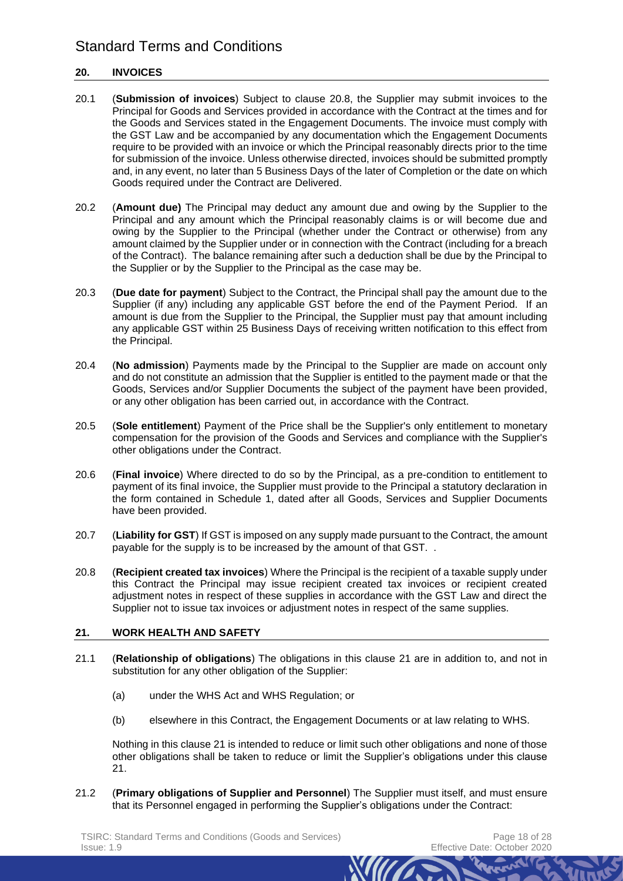## 20. INVOICES

20.1 (**Submission of invoices**) Subject to clause 20.8, the Supplier may submit invoices to the Principal for Goods and Services provided in accordance with the Contract at the times and for the Goods and Services stated in the Engagement Documents. The invoice must comply with the GST Law and be accompanied by any documentation which the Engagement Documents require to be provided with an invoice or which the Principal reasonably directs prior to the time for submission of the invoice. Unless otherwise directed, invoices should be submitted promptly and, in any event, no later than 5 Business Days of the later of Completion or the date on which Goods required under the Contract are Delivered.

20.2 (**Amount due)** The Principal may deduct any amount due and owing by the Supplier to the Principal and any amount which the Principal reasonably claims is or will become due and owing by the Supplier to the Principal (whether under the Contract or otherwise) from any amount claimed by the Supplier under or in connection with the Contract (including for a breach of the Contract). The balance remaining after such a deduction shall be due by the Principal to the Supplier or by the Supplier to the Principal as the case may be.

20.3 (**Due date for payment**) Subject to the Contract, the Principal shall pay the amount due to the Supplier (if any) including any applicable GST before the end of the Payment Period. If an amount is due from the Supplier to the Principal, the Supplier must pay that amount including any applicable GST within 25 Business Days of receiving written notification to this effect from the Principal.

20.4 (**No admission**) Payments made by the Principal to the Supplier are made on account only and do not constitute an admission that the Supplier is entitled to the payment made or that the Goods, Services and/or Supplier Documents the subject of the payment have been provided, or any other obligation has been carried out, in accordance with the Contract.

20.5 (**Sole entitlement**) Payment of the Price shall be the Supplier's only entitlement to monetary compensation for the provision of the Goods and Services and compliance with the Supplier's other obligations under the Contract.

20.6 (**Final invoice**) Where directed to do so by the Principal, as a pre-condition to entitlement to payment of its final invoice, the Supplier must provide to the Principal a statutory declaration in the form contained in Schedule 1, dated after all Goods, Services and Supplier Documents have been provided.

20.7 (**Liability for GST**) If GST is imposed on any supply made pursuant to the Contract, the amount payable for the supply is to be increased by the amount of that GST. .

20.8 (**Recipient created tax invoices**) Where the Principal is the recipient of a taxable supply under this Contract the Principal may issue recipient created tax invoices or recipient created adjustment notes in respect of these supplies in accordance with the GST Law and direct the Supplier not to issue tax invoices or adjustment notes in respect of the same supplies.

## 21. WORK HEALTH AND SAFETY

21.1 (**Relationship of obligations**) The obligations in this clause 21 are in addition to, and not in substitution for any other obligation of the Supplier:

(a) under the WHS Act and WHS Regulation; or

(b) elsewhere in this Contract, the Engagement Documents or at law relating to WHS.

Nothing in this clause 21 is intended to reduce or limit such other obligations and none of those other obligations shall be taken to reduce or limit the Supplier's obligations under this clause 21.

21.2 (**Primary obligations of Supplier and Personnel**) The Supplier must itself, and must ensure that its Personnel engaged in performing the Supplier's obligations under the Contract: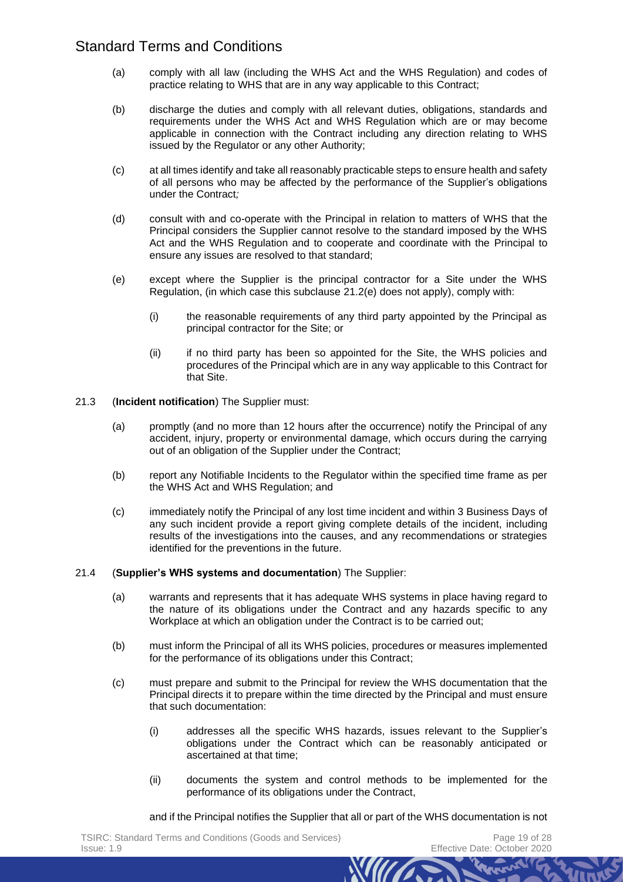(a) comply with all law (including the WHS Act and the WHS Regulation) and codes of practice relating to WHS that are in any way applicable to this Contract;

(b) discharge the duties and comply with all relevant duties, obligations, standards and requirements under the WHS Act and WHS Regulation which are or may become applicable in connection with the Contract including any direction relating to WHS issued by the Regulator or any other Authority;

(c) at all times identify and take all reasonably practicable steps to ensure health and safety of all persons who may be affected by the performance of the Supplier's obligations under the Contract*;*

(d) consult with and co-operate with the Principal in relation to matters of WHS that the Principal considers the Supplier cannot resolve to the standard imposed by the WHS Act and the WHS Regulation and to cooperate and coordinate with the Principal to ensure any issues are resolved to that standard;

(e) except where the Supplier is the principal contractor for a Site under the WHS Regulation, (in which case this subclause 21.2(e) does not apply), comply with:

    (i) the reasonable requirements of any third party appointed by the Principal as principal contractor for the Site; or

    (ii) if no third party has been so appointed for the Site, the WHS policies and procedures of the Principal which are in any way applicable to this Contract for that Site.

21.3 (**Incident notification**) The Supplier must:

(a) promptly (and no more than 12 hours after the occurrence) notify the Principal of any accident, injury, property or environmental damage, which occurs during the carrying out of an obligation of the Supplier under the Contract;

(b) report any Notifiable Incidents to the Regulator within the specified time frame as per the WHS Act and WHS Regulation; and

(c) immediately notify the Principal of any lost time incident and within 3 Business Days of any such incident provide a report giving complete details of the incident, including results of the investigations into the causes, and any recommendations or strategies identified for the preventions in the future.

21.4 (**Supplier's WHS systems and documentation**) The Supplier:

(a) warrants and represents that it has adequate WHS systems in place having regard to the nature of its obligations under the Contract and any hazards specific to any Workplace at which an obligation under the Contract is to be carried out;

(b) must inform the Principal of all its WHS policies, procedures or measures implemented for the performance of its obligations under this Contract;

(c) must prepare and submit to the Principal for review the WHS documentation that the Principal directs it to prepare within the time directed by the Principal and must ensure that such documentation:

    (i) addresses all the specific WHS hazards, issues relevant to the Supplier's obligations under the Contract which can be reasonably anticipated or ascertained at that time;

    (ii) documents the system and control methods to be implemented for the performance of its obligations under the Contract,

and if the Principal notifies the Supplier that all or part of the WHS documentation is not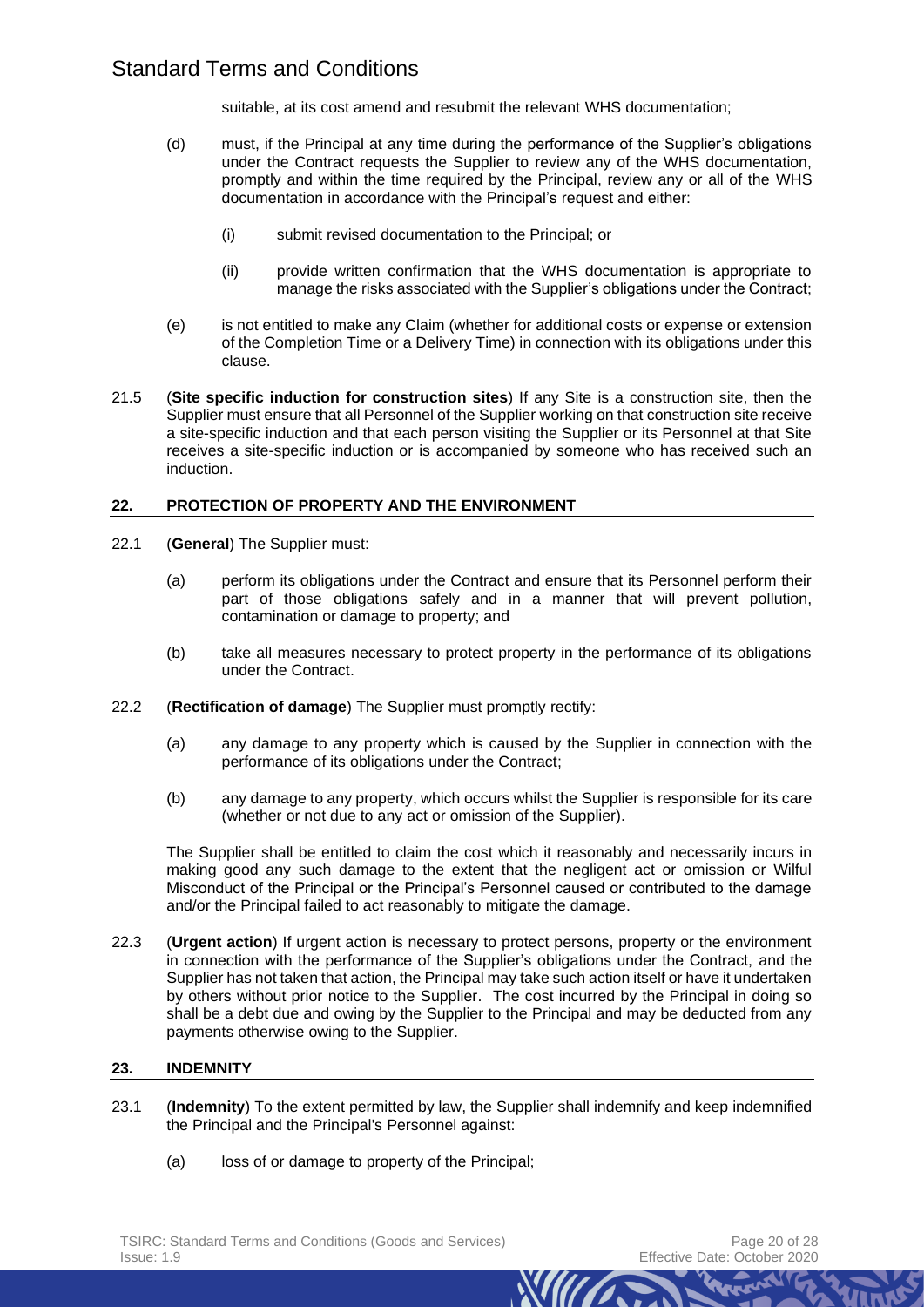suitable, at its cost amend and resubmit the relevant WHS documentation;

(d) must, if the Principal at any time during the performance of the Supplier's obligations under the Contract requests the Supplier to review any of the WHS documentation, promptly and within the time required by the Principal, review any or all of the WHS documentation in accordance with the Principal's request and either:

(i) submit revised documentation to the Principal; or

(ii) provide written confirmation that the WHS documentation is appropriate to manage the risks associated with the Supplier's obligations under the Contract;

(e) is not entitled to make any Claim (whether for additional costs or expense or extension of the Completion Time or a Delivery Time) in connection with its obligations under this clause.

21.5 (**Site specific induction for construction sites**) If any Site is a construction site, then the Supplier must ensure that all Personnel of the Supplier working on that construction site receive a site-specific induction and that each person visiting the Supplier or its Personnel at that Site receives a site-specific induction or is accompanied by someone who has received such an induction.

## 22. PROTECTION OF PROPERTY AND THE ENVIRONMENT

22.1 (**General**) The Supplier must:

(a) perform its obligations under the Contract and ensure that its Personnel perform their part of those obligations safely and in a manner that will prevent pollution, contamination or damage to property; and

(b) take all measures necessary to protect property in the performance of its obligations under the Contract.

22.2 (**Rectification of damage**) The Supplier must promptly rectify:

(a) any damage to any property which is caused by the Supplier in connection with the performance of its obligations under the Contract;

(b) any damage to any property, which occurs whilst the Supplier is responsible for its care (whether or not due to any act or omission of the Supplier).

The Supplier shall be entitled to claim the cost which it reasonably and necessarily incurs in making good any such damage to the extent that the negligent act or omission or Wilful Misconduct of the Principal or the Principal's Personnel caused or contributed to the damage and/or the Principal failed to act reasonably to mitigate the damage.

22.3 (**Urgent action**) If urgent action is necessary to protect persons, property or the environment in connection with the performance of the Supplier's obligations under the Contract, and the Supplier has not taken that action, the Principal may take such action itself or have it undertaken by others without prior notice to the Supplier. The cost incurred by the Principal in doing so shall be a debt due and owing by the Supplier to the Principal and may be deducted from any payments otherwise owing to the Supplier.

## 23. INDEMNITY

23.1 (**Indemnity**) To the extent permitted by law, the Supplier shall indemnify and keep indemnified the Principal and the Principal's Personnel against:

(a) loss of or damage to property of the Principal;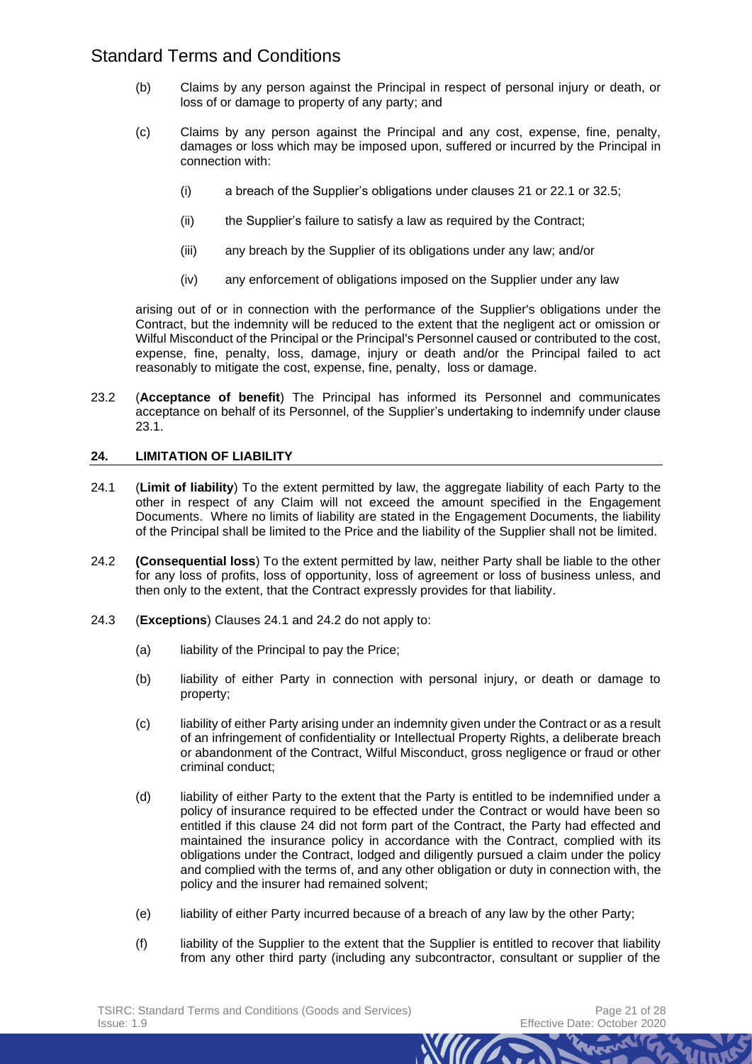(b) Claims by any person against the Principal in respect of personal injury or death, or loss of or damage to property of any party; and

(c) Claims by any person against the Principal and any cost, expense, fine, penalty, damages or loss which may be imposed upon, suffered or incurred by the Principal in connection with:

   (i) a breach of the Supplier's obligations under clauses 21 or 22.1 or 32.5;

   (ii) the Supplier's failure to satisfy a law as required by the Contract;

   (iii) any breach by the Supplier of its obligations under any law; and/or

   (iv) any enforcement of obligations imposed on the Supplier under any law

arising out of or in connection with the performance of the Supplier's obligations under the Contract, but the indemnity will be reduced to the extent that the negligent act or omission or Wilful Misconduct of the Principal or the Principal's Personnel caused or contributed to the cost, expense, fine, penalty, loss, damage, injury or death and/or the Principal failed to act reasonably to mitigate the cost, expense, fine, penalty, loss or damage.

23.2 (**Acceptance of benefit**) The Principal has informed its Personnel and communicates acceptance on behalf of its Personnel, of the Supplier's undertaking to indemnify under clause 23.1.

## 24. LIMITATION OF LIABILITY

24.1 (**Limit of liability**) To the extent permitted by law, the aggregate liability of each Party to the other in respect of any Claim will not exceed the amount specified in the Engagement Documents. Where no limits of liability are stated in the Engagement Documents, the liability of the Principal shall be limited to the Price and the liability of the Supplier shall not be limited.

24.2 **(Consequential loss**) To the extent permitted by law, neither Party shall be liable to the other for any loss of profits, loss of opportunity, loss of agreement or loss of business unless, and then only to the extent, that the Contract expressly provides for that liability.

24.3 (**Exceptions**) Clauses 24.1 and 24.2 do not apply to:

(a) liability of the Principal to pay the Price;

(b) liability of either Party in connection with personal injury, or death or damage to property;

(c) liability of either Party arising under an indemnity given under the Contract or as a result of an infringement of confidentiality or Intellectual Property Rights, a deliberate breach or abandonment of the Contract, Wilful Misconduct, gross negligence or fraud or other criminal conduct;

(d) liability of either Party to the extent that the Party is entitled to be indemnified under a policy of insurance required to be effected under the Contract or would have been so entitled if this clause 24 did not form part of the Contract, the Party had effected and maintained the insurance policy in accordance with the Contract, complied with its obligations under the Contract, lodged and diligently pursued a claim under the policy and complied with the terms of, and any other obligation or duty in connection with, the policy and the insurer had remained solvent;

(e) liability of either Party incurred because of a breach of any law by the other Party;

(f) liability of the Supplier to the extent that the Supplier is entitled to recover that liability from any other third party (including any subcontractor, consultant or supplier of the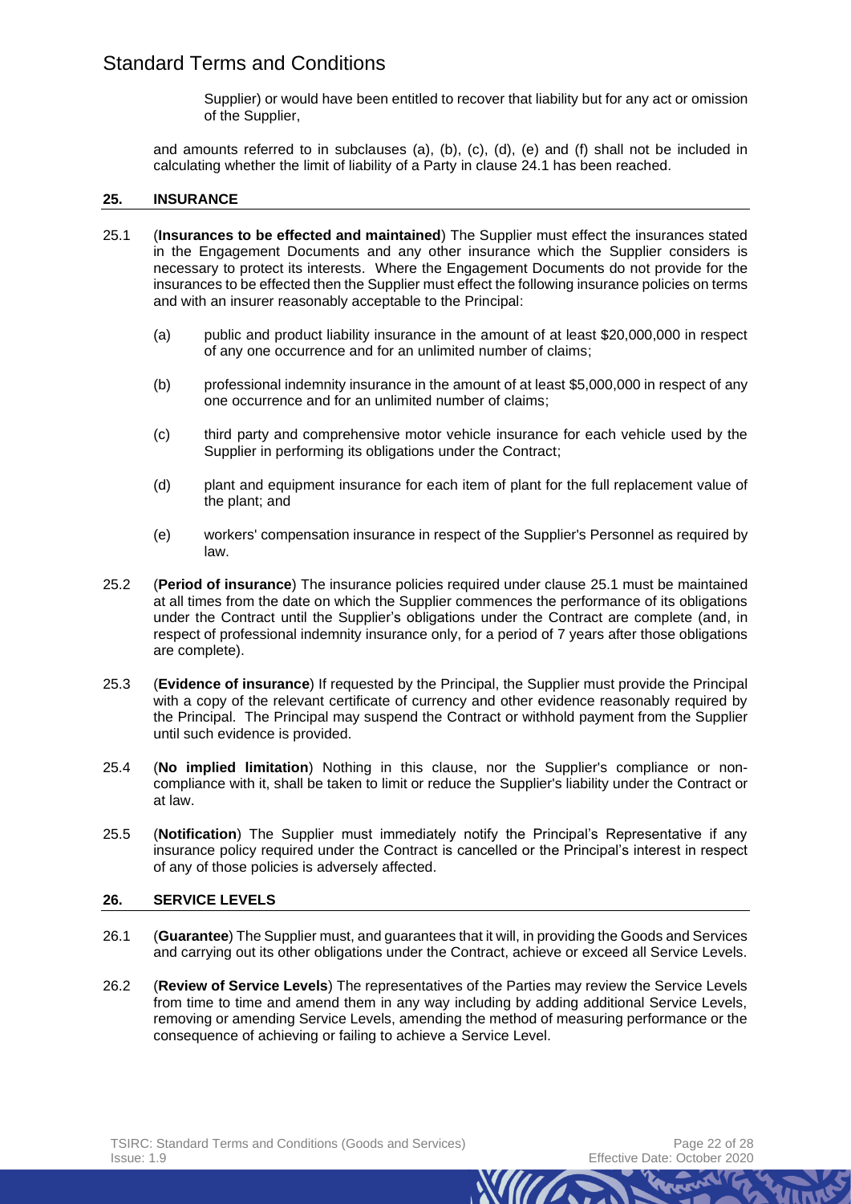Supplier) or would have been entitled to recover that liability but for any act or omission of the Supplier,

and amounts referred to in subclauses (a), (b), (c), (d), (e) and (f) shall not be included in calculating whether the limit of liability of a Party in clause 24.1 has been reached.

## 25. INSURANCE

25.1 (**Insurances to be effected and maintained**) The Supplier must effect the insurances stated in the Engagement Documents and any other insurance which the Supplier considers is necessary to protect its interests. Where the Engagement Documents do not provide for the insurances to be effected then the Supplier must effect the following insurance policies on terms and with an insurer reasonably acceptable to the Principal:

(a) public and product liability insurance in the amount of at least $20,000,000 in respect of any one occurrence and for an unlimited number of claims;

(b) professional indemnity insurance in the amount of at least $5,000,000 in respect of any one occurrence and for an unlimited number of claims;

(c) third party and comprehensive motor vehicle insurance for each vehicle used by the Supplier in performing its obligations under the Contract;

(d) plant and equipment insurance for each item of plant for the full replacement value of the plant; and

(e) workers' compensation insurance in respect of the Supplier's Personnel as required by law.

25.2 (**Period of insurance**) The insurance policies required under clause 25.1 must be maintained at all times from the date on which the Supplier commences the performance of its obligations under the Contract until the Supplier's obligations under the Contract are complete (and, in respect of professional indemnity insurance only, for a period of 7 years after those obligations are complete).

25.3 (**Evidence of insurance**) If requested by the Principal, the Supplier must provide the Principal with a copy of the relevant certificate of currency and other evidence reasonably required by the Principal. The Principal may suspend the Contract or withhold payment from the Supplier until such evidence is provided.

25.4 (**No implied limitation**) Nothing in this clause, nor the Supplier's compliance or non-compliance with it, shall be taken to limit or reduce the Supplier's liability under the Contract or at law.

25.5 (**Notification**) The Supplier must immediately notify the Principal's Representative if any insurance policy required under the Contract is cancelled or the Principal's interest in respect of any of those policies is adversely affected.

## 26. SERVICE LEVELS

26.1 (**Guarantee**) The Supplier must, and guarantees that it will, in providing the Goods and Services and carrying out its other obligations under the Contract, achieve or exceed all Service Levels.

26.2 (**Review of Service Levels**) The representatives of the Parties may review the Service Levels from time to time and amend them in any way including by adding additional Service Levels, removing or amending Service Levels, amending the method of measuring performance or the consequence of achieving or failing to achieve a Service Level.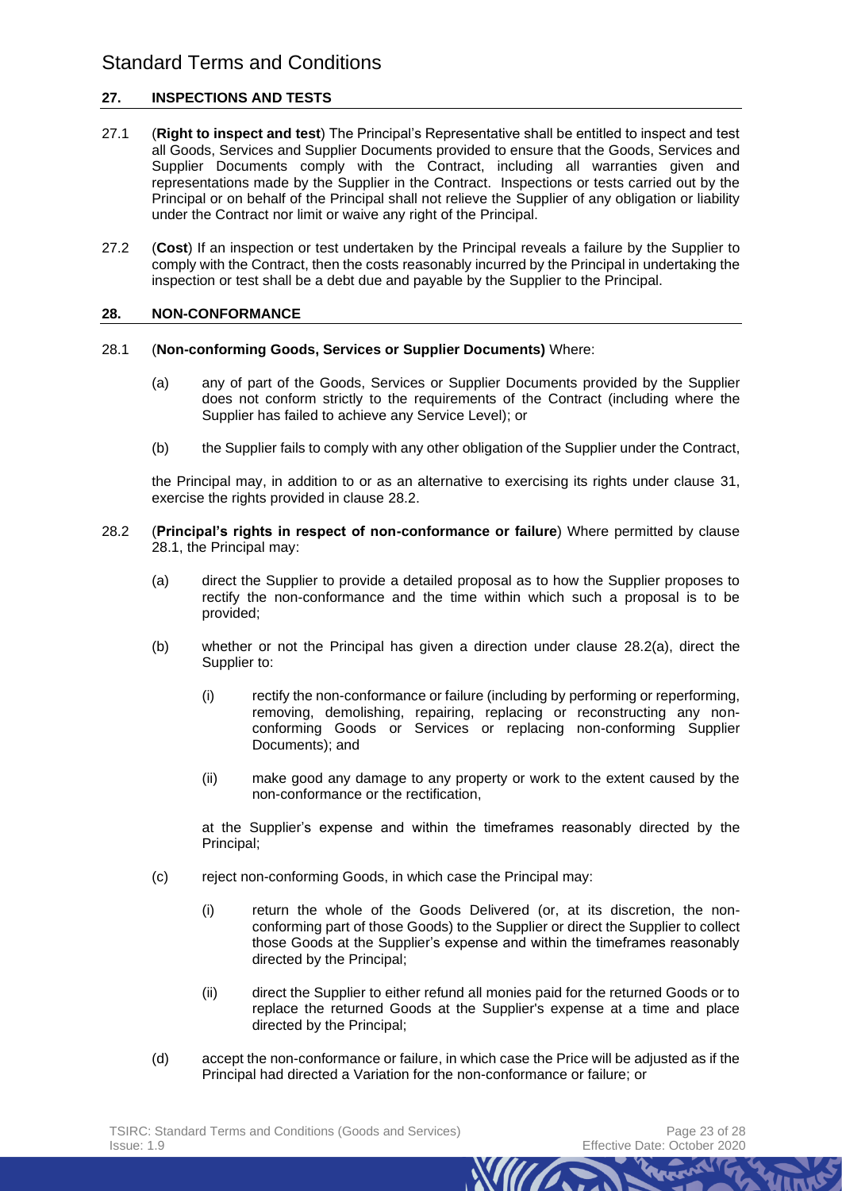## 27. INSPECTIONS AND TESTS

27.1 (**Right to inspect and test**) The Principal's Representative shall be entitled to inspect and test all Goods, Services and Supplier Documents provided to ensure that the Goods, Services and Supplier Documents comply with the Contract, including all warranties given and representations made by the Supplier in the Contract. Inspections or tests carried out by the Principal or on behalf of the Principal shall not relieve the Supplier of any obligation or liability under the Contract nor limit or waive any right of the Principal.

27.2 (**Cost**) If an inspection or test undertaken by the Principal reveals a failure by the Supplier to comply with the Contract, then the costs reasonably incurred by the Principal in undertaking the inspection or test shall be a debt due and payable by the Supplier to the Principal.

## 28. NON-CONFORMANCE

28.1 (**Non-conforming Goods, Services or Supplier Documents)** Where:

(a) any of part of the Goods, Services or Supplier Documents provided by the Supplier does not conform strictly to the requirements of the Contract (including where the Supplier has failed to achieve any Service Level); or

(b) the Supplier fails to comply with any other obligation of the Supplier under the Contract,

the Principal may, in addition to or as an alternative to exercising its rights under clause 31, exercise the rights provided in clause 28.2.

28.2 (**Principal's rights in respect of non-conformance or failure**) Where permitted by clause 28.1, the Principal may:

(a) direct the Supplier to provide a detailed proposal as to how the Supplier proposes to rectify the non-conformance and the time within which such a proposal is to be provided;

(b) whether or not the Principal has given a direction under clause 28.2(a), direct the Supplier to:

(i) rectify the non-conformance or failure (including by performing or reperforming, removing, demolishing, repairing, replacing or reconstructing any non-conforming Goods or Services or replacing non-conforming Supplier Documents); and

(ii) make good any damage to any property or work to the extent caused by the non-conformance or the rectification,

at the Supplier's expense and within the timeframes reasonably directed by the Principal;

(c) reject non-conforming Goods, in which case the Principal may:

(i) return the whole of the Goods Delivered (or, at its discretion, the non-conforming part of those Goods) to the Supplier or direct the Supplier to collect those Goods at the Supplier's expense and within the timeframes reasonably directed by the Principal;

(ii) direct the Supplier to either refund all monies paid for the returned Goods or to replace the returned Goods at the Supplier's expense at a time and place directed by the Principal;

(d) accept the non-conformance or failure, in which case the Price will be adjusted as if the Principal had directed a Variation for the non-conformance or failure; or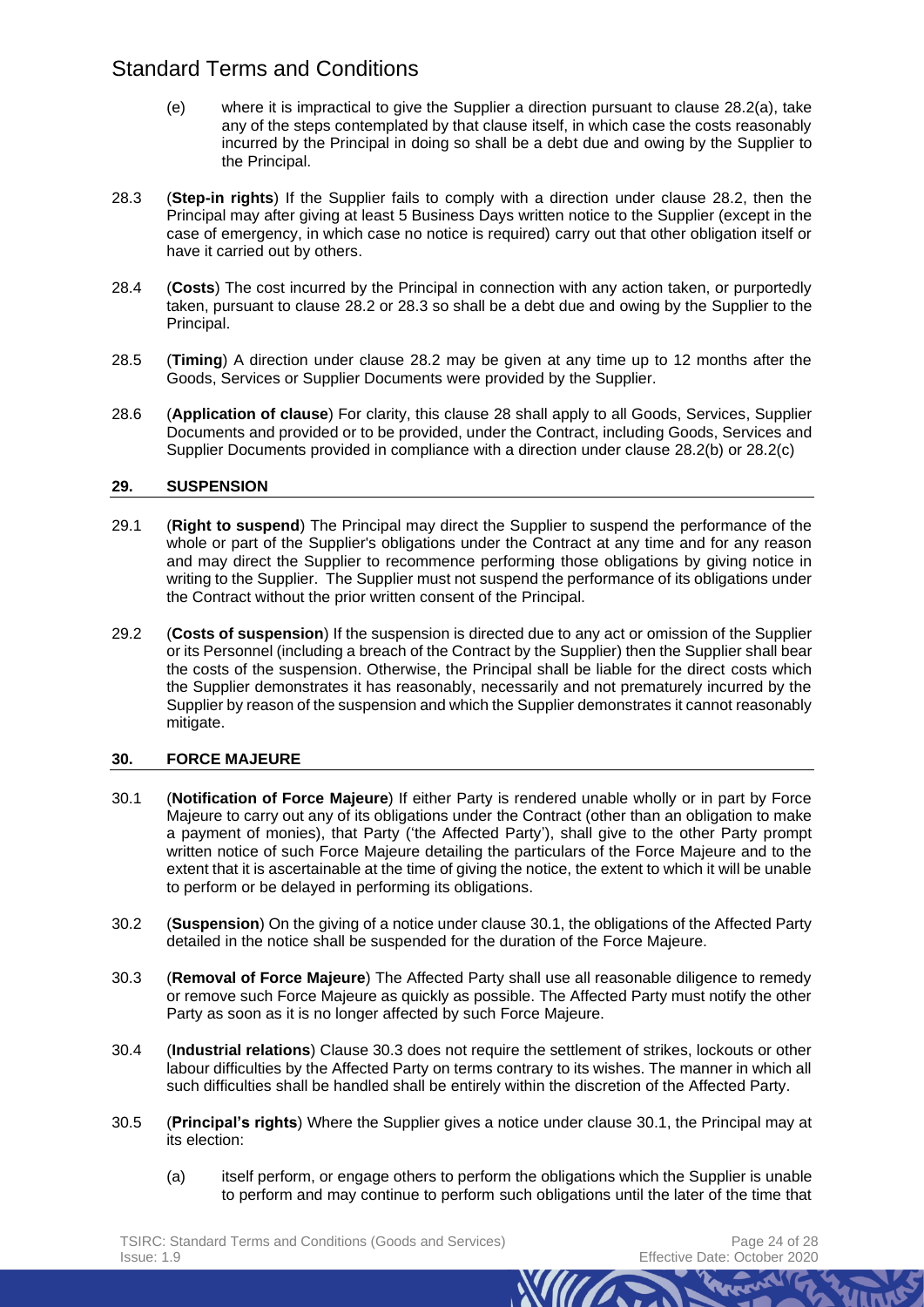(e) where it is impractical to give the Supplier a direction pursuant to clause 28.2(a), take any of the steps contemplated by that clause itself, in which case the costs reasonably incurred by the Principal in doing so shall be a debt due and owing by the Supplier to the Principal.

28.3 (**Step-in rights**) If the Supplier fails to comply with a direction under clause 28.2, then the Principal may after giving at least 5 Business Days written notice to the Supplier (except in the case of emergency, in which case no notice is required) carry out that other obligation itself or have it carried out by others.

28.4 (**Costs**) The cost incurred by the Principal in connection with any action taken, or purportedly taken, pursuant to clause 28.2 or 28.3 so shall be a debt due and owing by the Supplier to the Principal.

28.5 (**Timing**) A direction under clause 28.2 may be given at any time up to 12 months after the Goods, Services or Supplier Documents were provided by the Supplier.

28.6 (**Application of clause**) For clarity, this clause 28 shall apply to all Goods, Services, Supplier Documents and provided or to be provided, under the Contract, including Goods, Services and Supplier Documents provided in compliance with a direction under clause 28.2(b) or 28.2(c)

## 29. SUSPENSION

29.1 (**Right to suspend**) The Principal may direct the Supplier to suspend the performance of the whole or part of the Supplier's obligations under the Contract at any time and for any reason and may direct the Supplier to recommence performing those obligations by giving notice in writing to the Supplier. The Supplier must not suspend the performance of its obligations under the Contract without the prior written consent of the Principal.

29.2 (**Costs of suspension**) If the suspension is directed due to any act or omission of the Supplier or its Personnel (including a breach of the Contract by the Supplier) then the Supplier shall bear the costs of the suspension. Otherwise, the Principal shall be liable for the direct costs which the Supplier demonstrates it has reasonably, necessarily and not prematurely incurred by the Supplier by reason of the suspension and which the Supplier demonstrates it cannot reasonably mitigate.

## 30. FORCE MAJEURE

30.1 (**Notification of Force Majeure**) If either Party is rendered unable wholly or in part by Force Majeure to carry out any of its obligations under the Contract (other than an obligation to make a payment of monies), that Party ('the Affected Party'), shall give to the other Party prompt written notice of such Force Majeure detailing the particulars of the Force Majeure and to the extent that it is ascertainable at the time of giving the notice, the extent to which it will be unable to perform or be delayed in performing its obligations.

30.2 (**Suspension**) On the giving of a notice under clause 30.1, the obligations of the Affected Party detailed in the notice shall be suspended for the duration of the Force Majeure.

30.3 (**Removal of Force Majeure**) The Affected Party shall use all reasonable diligence to remedy or remove such Force Majeure as quickly as possible. The Affected Party must notify the other Party as soon as it is no longer affected by such Force Majeure.

30.4 (**Industrial relations**) Clause 30.3 does not require the settlement of strikes, lockouts or other labour difficulties by the Affected Party on terms contrary to its wishes. The manner in which all such difficulties shall be handled shall be entirely within the discretion of the Affected Party.

30.5 (**Principal's rights**) Where the Supplier gives a notice under clause 30.1, the Principal may at its election:

(a) itself perform, or engage others to perform the obligations which the Supplier is unable to perform and may continue to perform such obligations until the later of the time that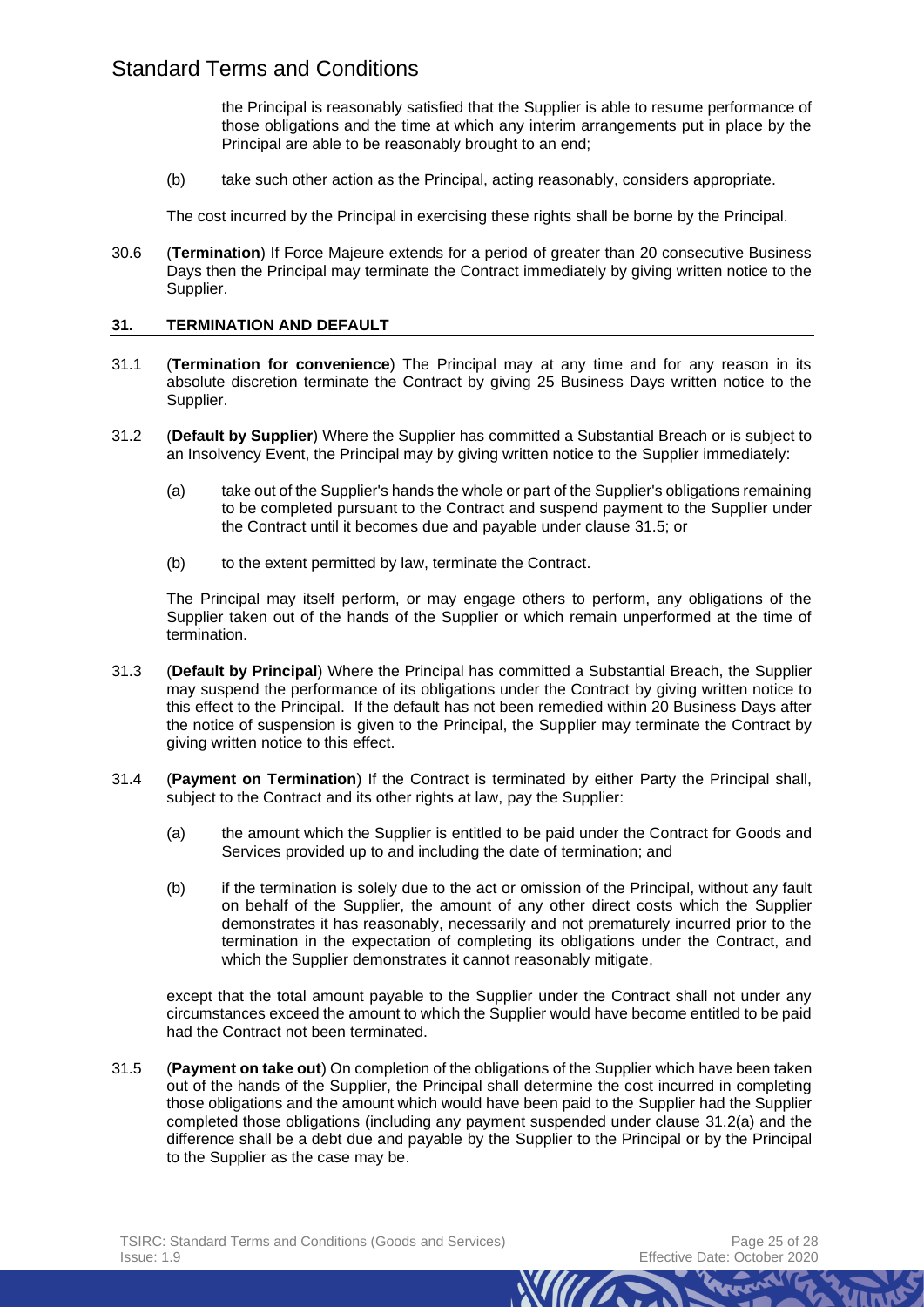the Principal is reasonably satisfied that the Supplier is able to resume performance of those obligations and the time at which any interim arrangements put in place by the Principal are able to be reasonably brought to an end;

(b) take such other action as the Principal, acting reasonably, considers appropriate.

The cost incurred by the Principal in exercising these rights shall be borne by the Principal.

30.6 (**Termination**) If Force Majeure extends for a period of greater than 20 consecutive Business Days then the Principal may terminate the Contract immediately by giving written notice to the Supplier.

## 31. TERMINATION AND DEFAULT

31.1 (**Termination for convenience**) The Principal may at any time and for any reason in its absolute discretion terminate the Contract by giving 25 Business Days written notice to the Supplier.

31.2 (**Default by Supplier**) Where the Supplier has committed a Substantial Breach or is subject to an Insolvency Event, the Principal may by giving written notice to the Supplier immediately:

(a) take out of the Supplier's hands the whole or part of the Supplier's obligations remaining to be completed pursuant to the Contract and suspend payment to the Supplier under the Contract until it becomes due and payable under clause 31.5; or

(b) to the extent permitted by law, terminate the Contract.

The Principal may itself perform, or may engage others to perform, any obligations of the Supplier taken out of the hands of the Supplier or which remain unperformed at the time of termination.

31.3 (**Default by Principal**) Where the Principal has committed a Substantial Breach, the Supplier may suspend the performance of its obligations under the Contract by giving written notice to this effect to the Principal. If the default has not been remedied within 20 Business Days after the notice of suspension is given to the Principal, the Supplier may terminate the Contract by giving written notice to this effect.

31.4 (**Payment on Termination**) If the Contract is terminated by either Party the Principal shall, subject to the Contract and its other rights at law, pay the Supplier:

(a) the amount which the Supplier is entitled to be paid under the Contract for Goods and Services provided up to and including the date of termination; and

(b) if the termination is solely due to the act or omission of the Principal, without any fault on behalf of the Supplier, the amount of any other direct costs which the Supplier demonstrates it has reasonably, necessarily and not prematurely incurred prior to the termination in the expectation of completing its obligations under the Contract, and which the Supplier demonstrates it cannot reasonably mitigate,

except that the total amount payable to the Supplier under the Contract shall not under any circumstances exceed the amount to which the Supplier would have become entitled to be paid had the Contract not been terminated.

31.5 (**Payment on take out**) On completion of the obligations of the Supplier which have been taken out of the hands of the Supplier, the Principal shall determine the cost incurred in completing those obligations and the amount which would have been paid to the Supplier had the Supplier completed those obligations (including any payment suspended under clause 31.2(a) and the difference shall be a debt due and payable by the Supplier to the Principal or by the Principal to the Supplier as the case may be.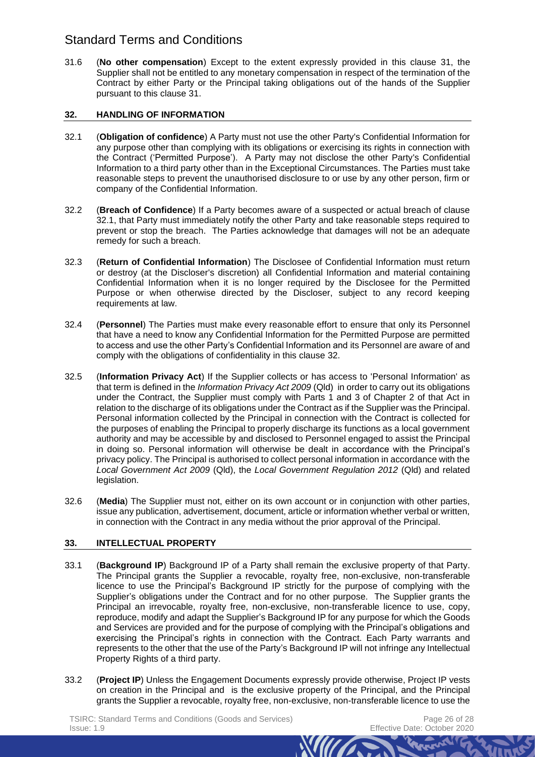31.6 (**No other compensation**) Except to the extent expressly provided in this clause 31, the Supplier shall not be entitled to any monetary compensation in respect of the termination of the Contract by either Party or the Principal taking obligations out of the hands of the Supplier pursuant to this clause 31.

## 32. HANDLING OF INFORMATION

32.1 (**Obligation of confidence**) A Party must not use the other Party's Confidential Information for any purpose other than complying with its obligations or exercising its rights in connection with the Contract ('Permitted Purpose'). A Party may not disclose the other Party's Confidential Information to a third party other than in the Exceptional Circumstances. The Parties must take reasonable steps to prevent the unauthorised disclosure to or use by any other person, firm or company of the Confidential Information.

32.2 (**Breach of Confidence**) If a Party becomes aware of a suspected or actual breach of clause 32.1, that Party must immediately notify the other Party and take reasonable steps required to prevent or stop the breach. The Parties acknowledge that damages will not be an adequate remedy for such a breach.

32.3 (**Return of Confidential Information**) The Disclosee of Confidential Information must return or destroy (at the Discloser's discretion) all Confidential Information and material containing Confidential Information when it is no longer required by the Disclosee for the Permitted Purpose or when otherwise directed by the Discloser, subject to any record keeping requirements at law.

32.4 (**Personnel**) The Parties must make every reasonable effort to ensure that only its Personnel that have a need to know any Confidential Information for the Permitted Purpose are permitted to access and use the other Party's Confidential Information and its Personnel are aware of and comply with the obligations of confidentiality in this clause 32.

32.5 (**Information Privacy Act**) If the Supplier collects or has access to 'Personal Information' as that term is defined in the *Information Privacy Act 2009* (Qld) in order to carry out its obligations under the Contract, the Supplier must comply with Parts 1 and 3 of Chapter 2 of that Act in relation to the discharge of its obligations under the Contract as if the Supplier was the Principal. Personal information collected by the Principal in connection with the Contract is collected for the purposes of enabling the Principal to properly discharge its functions as a local government authority and may be accessible by and disclosed to Personnel engaged to assist the Principal in doing so. Personal information will otherwise be dealt in accordance with the Principal's privacy policy. The Principal is authorised to collect personal information in accordance with the *Local Government Act 2009* (Qld), the *Local Government Regulation 2012* (Qld) and related legislation.

32.6 (**Media**) The Supplier must not, either on its own account or in conjunction with other parties, issue any publication, advertisement, document, article or information whether verbal or written, in connection with the Contract in any media without the prior approval of the Principal.

## 33. INTELLECTUAL PROPERTY

33.1 (**Background IP**) Background IP of a Party shall remain the exclusive property of that Party. The Principal grants the Supplier a revocable, royalty free, non-exclusive, non-transferable licence to use the Principal's Background IP strictly for the purpose of complying with the Supplier's obligations under the Contract and for no other purpose. The Supplier grants the Principal an irrevocable, royalty free, non-exclusive, non-transferable licence to use, copy, reproduce, modify and adapt the Supplier's Background IP for any purpose for which the Goods and Services are provided and for the purpose of complying with the Principal's obligations and exercising the Principal's rights in connection with the Contract. Each Party warrants and represents to the other that the use of the Party's Background IP will not infringe any Intellectual Property Rights of a third party.

33.2 (**Project IP**) Unless the Engagement Documents expressly provide otherwise, Project IP vests on creation in the Principal and is the exclusive property of the Principal, and the Principal grants the Supplier a revocable, royalty free, non-exclusive, non-transferable licence to use the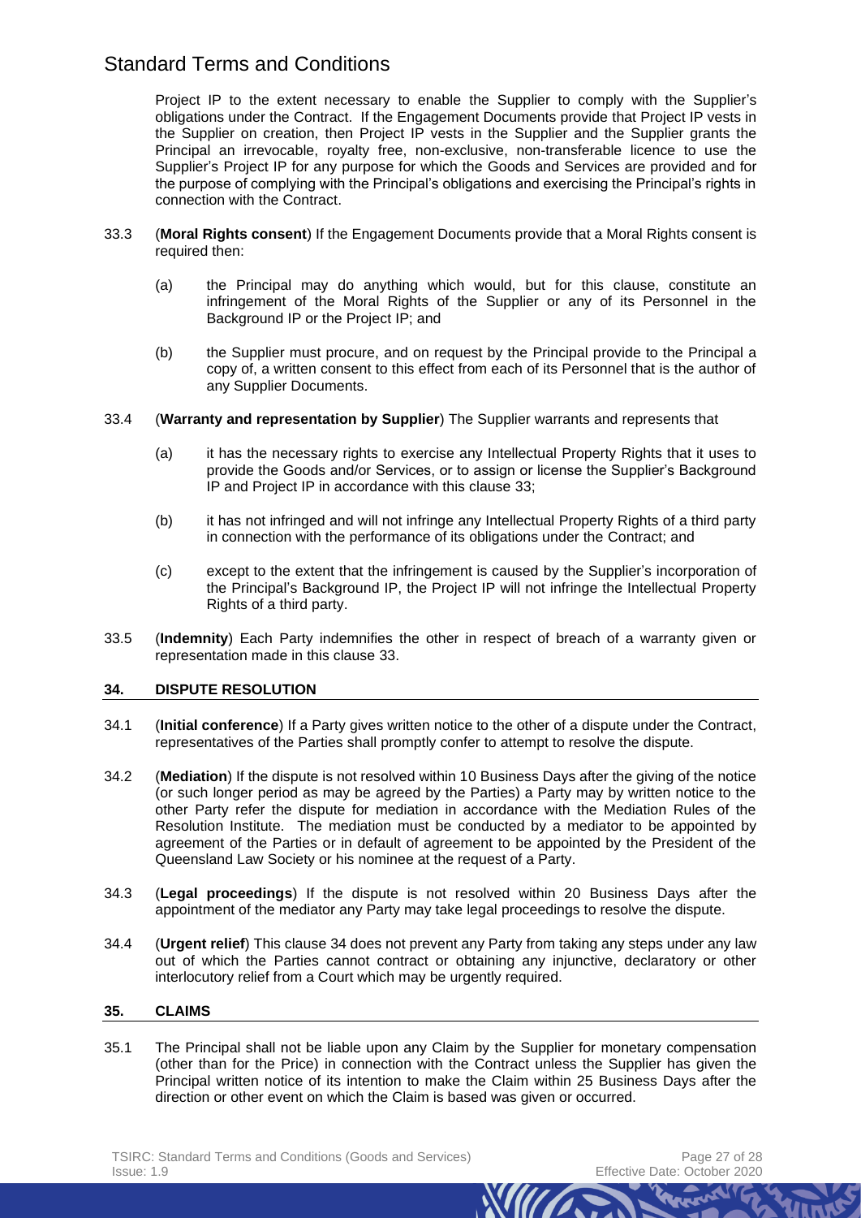Project IP to the extent necessary to enable the Supplier to comply with the Supplier's obligations under the Contract. If the Engagement Documents provide that Project IP vests in the Supplier on creation, then Project IP vests in the Supplier and the Supplier grants the Principal an irrevocable, royalty free, non-exclusive, non-transferable licence to use the Supplier's Project IP for any purpose for which the Goods and Services are provided and for the purpose of complying with the Principal's obligations and exercising the Principal's rights in connection with the Contract.

33.3 (**Moral Rights consent**) If the Engagement Documents provide that a Moral Rights consent is required then:

(a) the Principal may do anything which would, but for this clause, constitute an infringement of the Moral Rights of the Supplier or any of its Personnel in the Background IP or the Project IP; and

(b) the Supplier must procure, and on request by the Principal provide to the Principal a copy of, a written consent to this effect from each of its Personnel that is the author of any Supplier Documents.

33.4 (**Warranty and representation by Supplier**) The Supplier warrants and represents that

(a) it has the necessary rights to exercise any Intellectual Property Rights that it uses to provide the Goods and/or Services, or to assign or license the Supplier's Background IP and Project IP in accordance with this clause 33;

(b) it has not infringed and will not infringe any Intellectual Property Rights of a third party in connection with the performance of its obligations under the Contract; and

(c) except to the extent that the infringement is caused by the Supplier's incorporation of the Principal's Background IP, the Project IP will not infringe the Intellectual Property Rights of a third party.

33.5 (**Indemnity**) Each Party indemnifies the other in respect of breach of a warranty given or representation made in this clause 33.

## 34. DISPUTE RESOLUTION

34.1 (**Initial conference**) If a Party gives written notice to the other of a dispute under the Contract, representatives of the Parties shall promptly confer to attempt to resolve the dispute.

34.2 (**Mediation**) If the dispute is not resolved within 10 Business Days after the giving of the notice (or such longer period as may be agreed by the Parties) a Party may by written notice to the other Party refer the dispute for mediation in accordance with the Mediation Rules of the Resolution Institute. The mediation must be conducted by a mediator to be appointed by agreement of the Parties or in default of agreement to be appointed by the President of the Queensland Law Society or his nominee at the request of a Party.

34.3 (**Legal proceedings**) If the dispute is not resolved within 20 Business Days after the appointment of the mediator any Party may take legal proceedings to resolve the dispute.

34.4 (**Urgent relief**) This clause 34 does not prevent any Party from taking any steps under any law out of which the Parties cannot contract or obtaining any injunctive, declaratory or other interlocutory relief from a Court which may be urgently required.

## 35. CLAIMS

35.1 The Principal shall not be liable upon any Claim by the Supplier for monetary compensation (other than for the Price) in connection with the Contract unless the Supplier has given the Principal written notice of its intention to make the Claim within 25 Business Days after the direction or other event on which the Claim is based was given or occurred.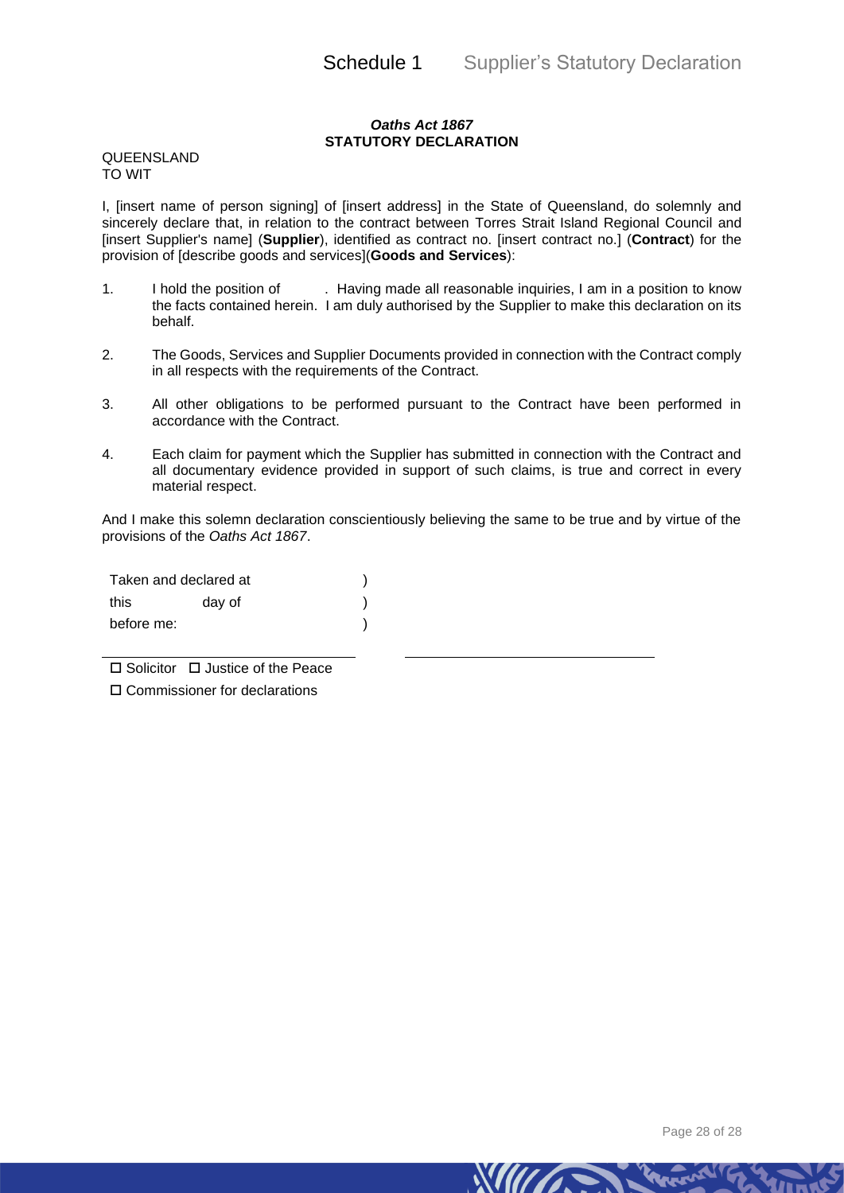# Schedule 1 Supplier's Statutory Declaration

***Oaths Act 1867***
**STATUTORY DECLARATION**

QUEENSLAND
TO WIT

I, [insert name of person signing] of [insert address] in the State of Queensland, do solemnly and sincerely declare that, in relation to the contract between Torres Strait Island Regional Council and [insert Supplier's name] (**Supplier**), identified as contract no. [insert contract no.] (**Contract**) for the provision of [describe goods and services](**Goods and Services**):

1. I hold the position of . Having made all reasonable inquiries, I am in a position to know the facts contained herein. I am duly authorised by the Supplier to make this declaration on its behalf.

2. The Goods, Services and Supplier Documents provided in connection with the Contract comply in all respects with the requirements of the Contract.

3. All other obligations to be performed pursuant to the Contract have been performed in accordance with the Contract.

4. Each claim for payment which the Supplier has submitted in connection with the Contract and all documentary evidence provided in support of such claims, is true and correct in every material respect.

And I make this solemn declaration conscientiously believing the same to be true and by virtue of the provisions of the *Oaths Act 1867*.

Taken and declared at )
this day of )
before me: )

\_\_\_\_\_\_\_\_\_\_\_\_\_\_\_\_\_\_\_\_\_\_\_\_\_\_\_\_\_\_ \_\_\_\_\_\_\_\_\_\_\_\_\_\_\_\_\_\_\_\_\_\_\_\_\_\_\_\_\_\_

☐ Solicitor ☐ Justice of the Peace

☐ Commissioner for declarations